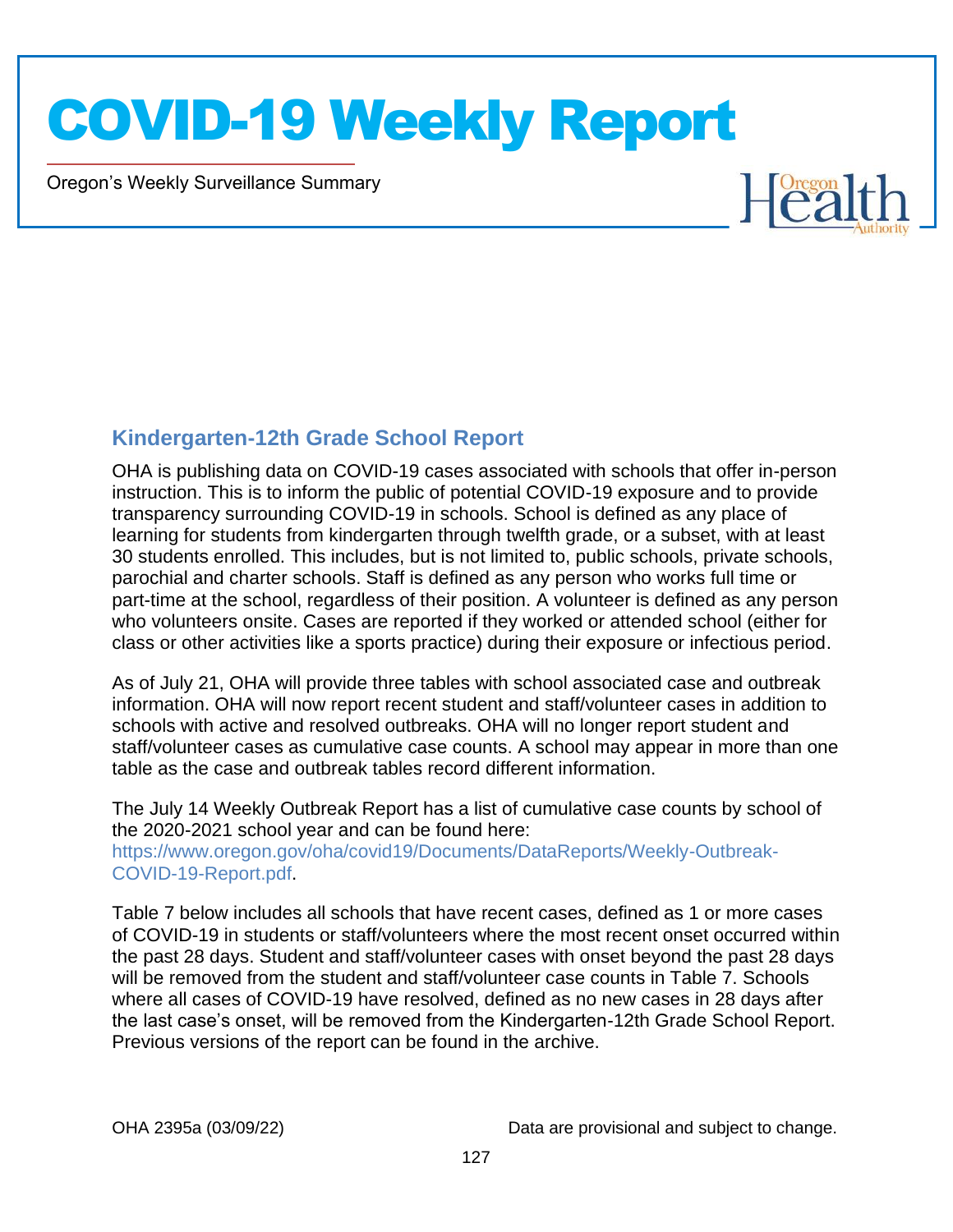# COVID-19 Weekly Report

Oregon's Weekly Surveillance Summary

## Kindergarten-12th Grade School Report

OHA is publishing data on COVID-19 cases associated with schools that offer in-person instruction. This is to inform the public of potential COVID-19 exposure and to provide transparency surrounding COVID-19 in schools. School is defined as any place of learning for students from kindergarten through twelfth grade, or a subset, with at least 30 students enrolled. This includes, but is not limited to, public schools, private schools, parochial and charter schools. Staff is defined as any person who works full time or part-time at the school, regardless of their position. A volunteer is defined as any person who volunteers onsite. Cases are reported if they worked or attended school (either for class or other activities like a sports practice) during their exposure or infectious period.

As of July 21, OHA will provide three tables with school associated case and outbreak information. OHA will now report recent student and staff/volunteer cases in addition to schools with active and resolved outbreaks. OHA will no longer report student and staff/volunteer cases as cumulative case counts. A school may appear in more than one table as the case and outbreak tables record different information.

The July 14 Weekly Outbreak Report has a list of cumulative case counts by school of the 2020-2021 school year and can be found here: https://www.oregon.gov/oha/covid19/Documents/DataReports/Weekly-Outbreak-COVID-19-Report.pdf.

Table 7 below includes all schools that have recent cases, defined as 1 or more cases of COVID-19 in students or staff/volunteers where the most recent onset occurred within the past 28 days. Student and staff/volunteer cases with onset beyond the past 28 days will be removed from the student and staff/volunteer case counts in Table 7. Schools where all cases of COVID-19 have resolved, defined as no new cases in 28 days after the last case's onset, will be removed from the Kindergarten-12th Grade School Report. Previous versions of the report can be found in the archive.

OHA 2395a (03/09/22) Data are provisional and subject to change.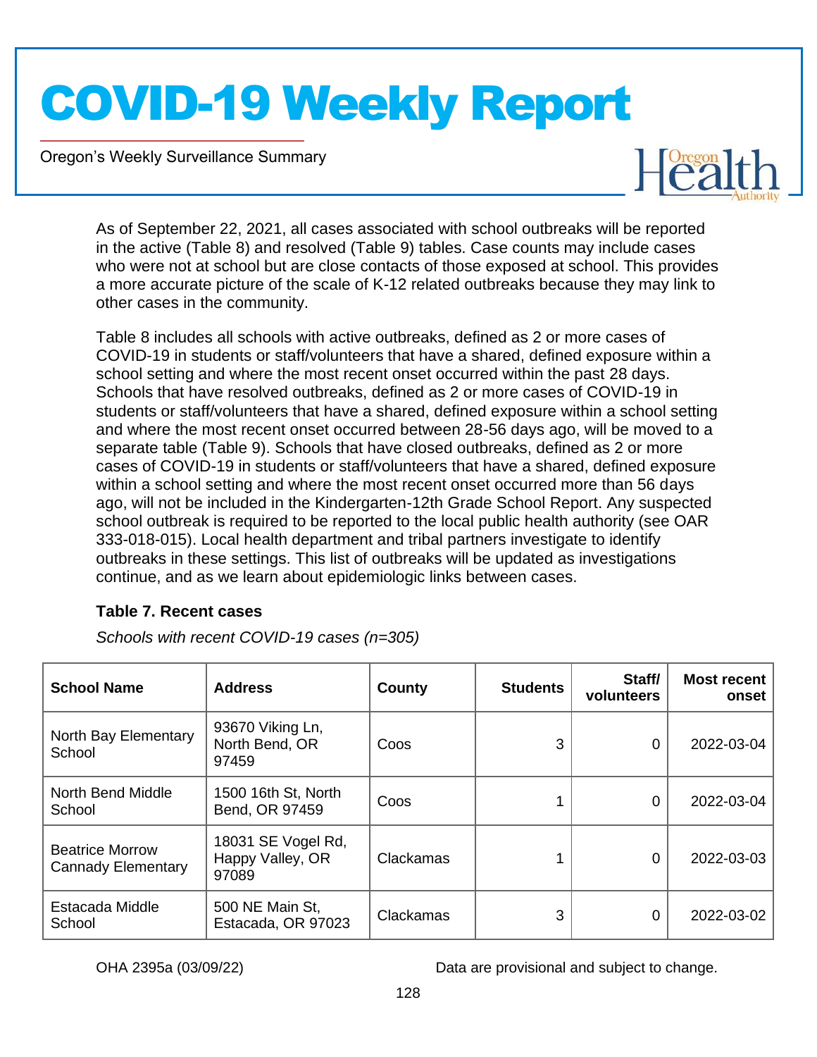As of September 22, 2021, all cases associated with school outbreaks will be reported in the active (Table 8) and resolved (Table 9) tables. Case counts may include cases who were not at school but are close contacts of those exposed at school. This provides a more accurate picture of the scale of K-12 related outbreaks because they may link to other cases in the community.

Table 8 includes all schools with active outbreaks, defined as 2 or more cases of COVID-19 in students or staff/volunteers that have a shared, defined exposure within a school setting and where the most recent onset occurred within the past 28 days. Schools that have resolved outbreaks, defined as 2 or more cases of COVID-19 in students or staff/volunteers that have a shared, defined exposure within a school setting and where the most recent onset occurred between 28-56 days ago, will be moved to a separate table (Table 9). Schools that have closed outbreaks, defined as 2 or more cases of COVID-19 in students or staff/volunteers that have a shared, defined exposure within a school setting and where the most recent onset occurred more than 56 days ago, will not be included in the Kindergarten-12th Grade School Report. Any suspected school outbreak is required to be reported to the local public health authority (see OAR 333-018-015). Local health department and tribal partners investigate to identify outbreaks in these settings. This list of outbreaks will be updated as investigations continue, and as we learn about epidemiologic links between cases.

### Table 7. Recent cases

*Schools with recent COVID-19 cases (n=305)*

| School Name | Address | County | Students | Staff/ volunteers | Most recent onset |
|---|---|---|---|---|---|
| North Bay Elementary School | 93670 Viking Ln, North Bend, OR 97459 | Coos | 3 | 0 | 2022-03-04 |
| North Bend Middle School | 1500 16th St, North Bend, OR 97459 | Coos | 1 | 0 | 2022-03-04 |
| Beatrice Morrow Cannady Elementary | 18031 SE Vogel Rd, Happy Valley, OR 97089 | Clackamas | 1 | 0 | 2022-03-03 |
| Estacada Middle School | 500 NE Main St, Estacada, OR 97023 | Clackamas | 3 | 0 | 2022-03-02 |

OHA 2395a (03/09/22) Data are provisional and subject to change.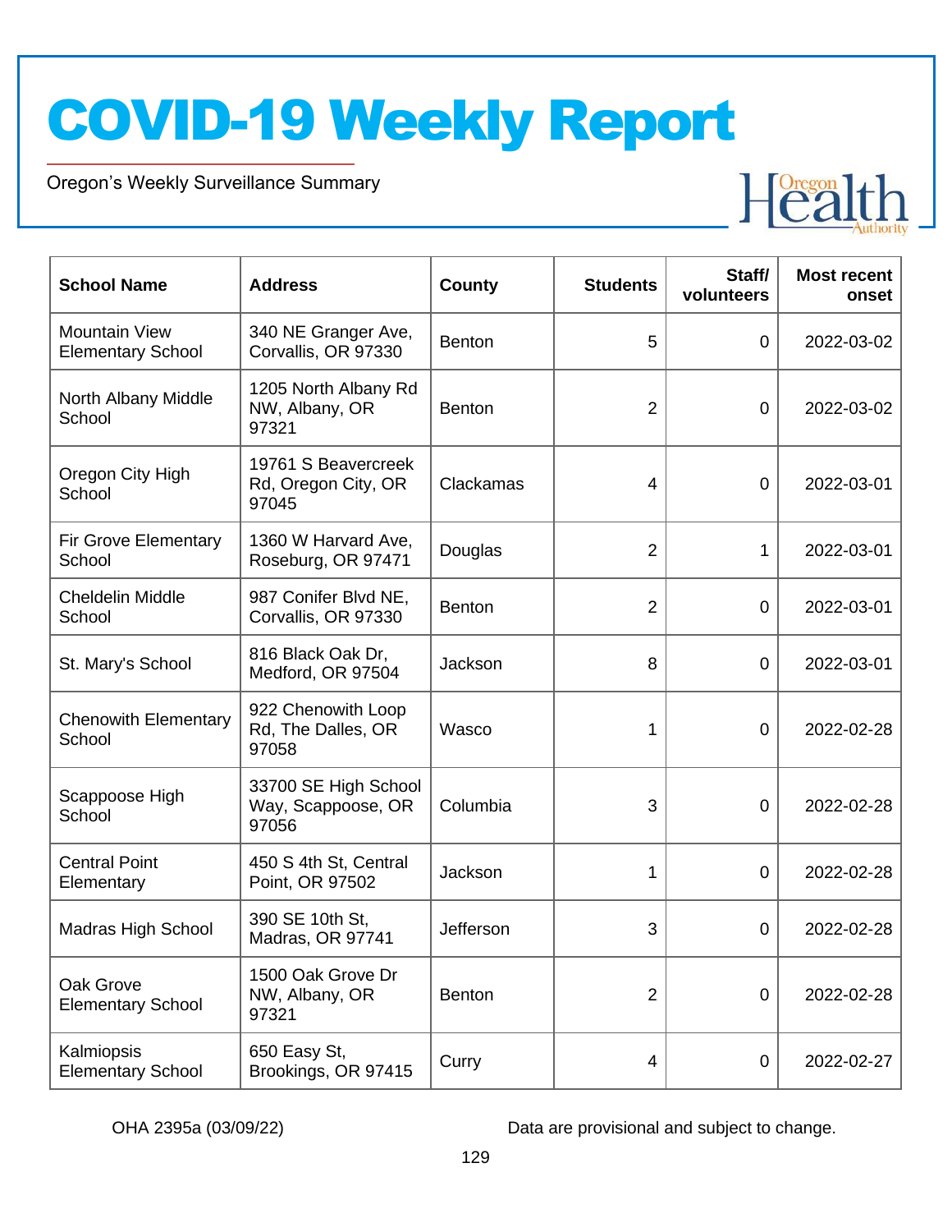# COVID-19 Weekly Report

Oregon's Weekly Surveillance Summary

| School Name | Address | County | Students | Staff/ volunteers | Most recent onset |
|---|---|---|---|---|---|
| Mountain View Elementary School | 340 NE Granger Ave, Corvallis, OR 97330 | Benton | 5 | 0 | 2022-03-02 |
| North Albany Middle School | 1205 North Albany Rd NW, Albany, OR 97321 | Benton | 2 | 0 | 2022-03-02 |
| Oregon City High School | 19761 S Beavercreek Rd, Oregon City, OR 97045 | Clackamas | 4 | 0 | 2022-03-01 |
| Fir Grove Elementary School | 1360 W Harvard Ave, Roseburg, OR 97471 | Douglas | 2 | 1 | 2022-03-01 |
| Cheldelin Middle School | 987 Conifer Blvd NE, Corvallis, OR 97330 | Benton | 2 | 0 | 2022-03-01 |
| St. Mary's School | 816 Black Oak Dr, Medford, OR 97504 | Jackson | 8 | 0 | 2022-03-01 |
| Chenowith Elementary School | 922 Chenowith Loop Rd, The Dalles, OR 97058 | Wasco | 1 | 0 | 2022-02-28 |
| Scappoose High School | 33700 SE High School Way, Scappoose, OR 97056 | Columbia | 3 | 0 | 2022-02-28 |
| Central Point Elementary | 450 S 4th St, Central Point, OR 97502 | Jackson | 1 | 0 | 2022-02-28 |
| Madras High School | 390 SE 10th St, Madras, OR 97741 | Jefferson | 3 | 0 | 2022-02-28 |
| Oak Grove Elementary School | 1500 Oak Grove Dr NW, Albany, OR 97321 | Benton | 2 | 0 | 2022-02-28 |
| Kalmiopsis Elementary School | 650 Easy St, Brookings, OR 97415 | Curry | 4 | 0 | 2022-02-27 |

OHA 2395a (03/09/22)

Data are provisional and subject to change.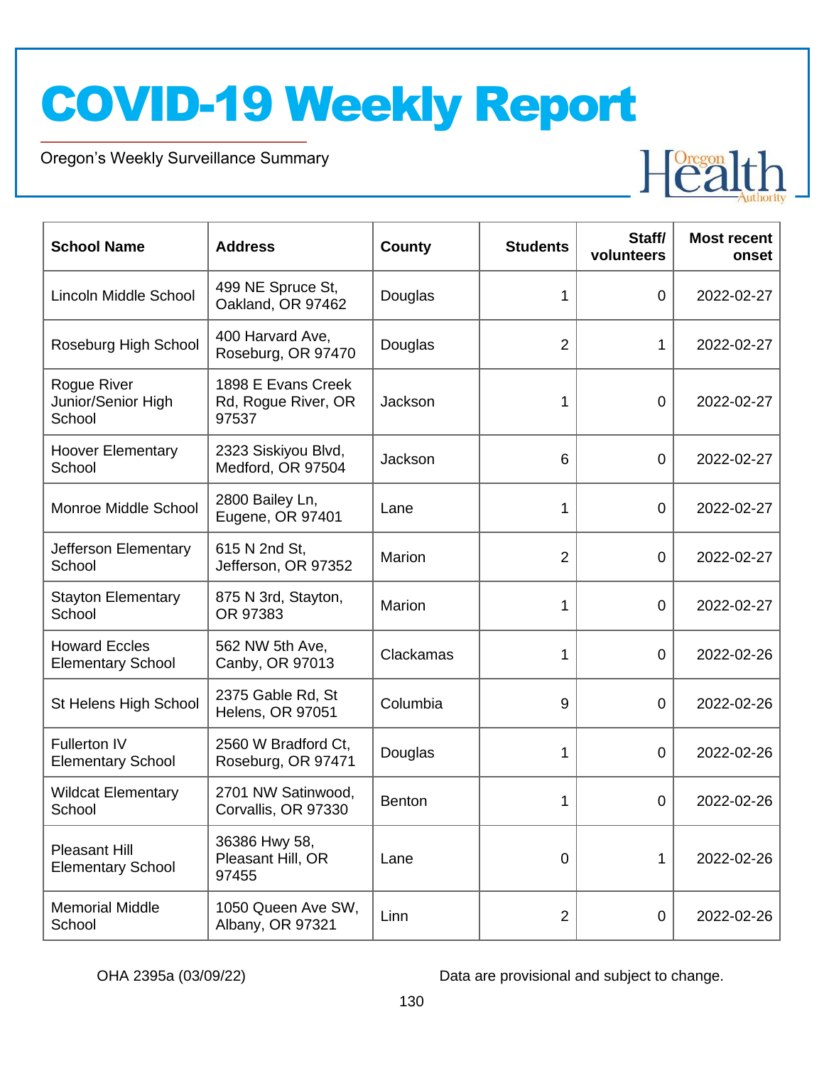# COVID-19 Weekly Report

Oregon's Weekly Surveillance Summary

| School Name | Address | County | Students | Staff/ volunteers | Most recent onset |
|---|---|---|---|---|---|
| Lincoln Middle School | 499 NE Spruce St, Oakland, OR 97462 | Douglas | 1 | 0 | 2022-02-27 |
| Roseburg High School | 400 Harvard Ave, Roseburg, OR 97470 | Douglas | 2 | 1 | 2022-02-27 |
| Rogue River Junior/Senior High School | 1898 E Evans Creek Rd, Rogue River, OR 97537 | Jackson | 1 | 0 | 2022-02-27 |
| Hoover Elementary School | 2323 Siskiyou Blvd, Medford, OR 97504 | Jackson | 6 | 0 | 2022-02-27 |
| Monroe Middle School | 2800 Bailey Ln, Eugene, OR 97401 | Lane | 1 | 0 | 2022-02-27 |
| Jefferson Elementary School | 615 N 2nd St, Jefferson, OR 97352 | Marion | 2 | 0 | 2022-02-27 |
| Stayton Elementary School | 875 N 3rd, Stayton, OR 97383 | Marion | 1 | 0 | 2022-02-27 |
| Howard Eccles Elementary School | 562 NW 5th Ave, Canby, OR 97013 | Clackamas | 1 | 0 | 2022-02-26 |
| St Helens High School | 2375 Gable Rd, St Helens, OR 97051 | Columbia | 9 | 0 | 2022-02-26 |
| Fullerton IV Elementary School | 2560 W Bradford Ct, Roseburg, OR 97471 | Douglas | 1 | 0 | 2022-02-26 |
| Wildcat Elementary School | 2701 NW Satinwood, Corvallis, OR 97330 | Benton | 1 | 0 | 2022-02-26 |
| Pleasant Hill Elementary School | 36386 Hwy 58, Pleasant Hill, OR 97455 | Lane | 0 | 1 | 2022-02-26 |
| Memorial Middle School | 1050 Queen Ave SW, Albany, OR 97321 | Linn | 2 | 0 | 2022-02-26 |

OHA 2395a (03/09/22)

Data are provisional and subject to change.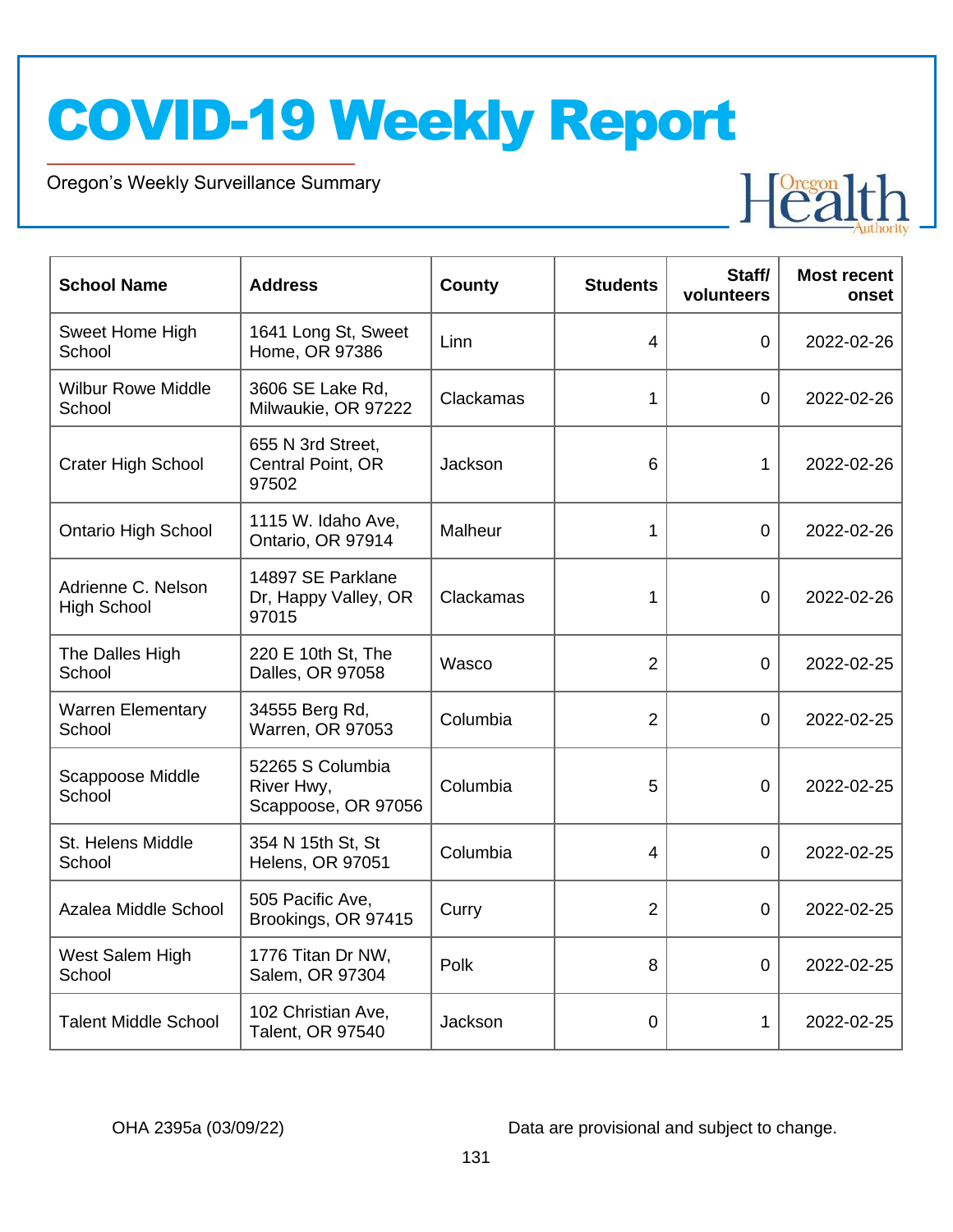# COVID-19 Weekly Report

Oregon's Weekly Surveillance Summary

| School Name | Address | County | Students | Staff/ volunteers | Most recent onset |
|---|---|---|---|---|---|
| Sweet Home High School | 1641 Long St, Sweet Home, OR 97386 | Linn | 4 | 0 | 2022-02-26 |
| Wilbur Rowe Middle School | 3606 SE Lake Rd, Milwaukie, OR 97222 | Clackamas | 1 | 0 | 2022-02-26 |
| Crater High School | 655 N 3rd Street, Central Point, OR 97502 | Jackson | 6 | 1 | 2022-02-26 |
| Ontario High School | 1115 W. Idaho Ave, Ontario, OR 97914 | Malheur | 1 | 0 | 2022-02-26 |
| Adrienne C. Nelson High School | 14897 SE Parklane Dr, Happy Valley, OR 97015 | Clackamas | 1 | 0 | 2022-02-26 |
| The Dalles High School | 220 E 10th St, The Dalles, OR 97058 | Wasco | 2 | 0 | 2022-02-25 |
| Warren Elementary School | 34555 Berg Rd, Warren, OR 97053 | Columbia | 2 | 0 | 2022-02-25 |
| Scappoose Middle School | 52265 S Columbia River Hwy, Scappoose, OR 97056 | Columbia | 5 | 0 | 2022-02-25 |
| St. Helens Middle School | 354 N 15th St, St Helens, OR 97051 | Columbia | 4 | 0 | 2022-02-25 |
| Azalea Middle School | 505 Pacific Ave, Brookings, OR 97415 | Curry | 2 | 0 | 2022-02-25 |
| West Salem High School | 1776 Titan Dr NW, Salem, OR 97304 | Polk | 8 | 0 | 2022-02-25 |
| Talent Middle School | 102 Christian Ave, Talent, OR 97540 | Jackson | 0 | 1 | 2022-02-25 |

OHA 2395a (03/09/22)

Data are provisional and subject to change.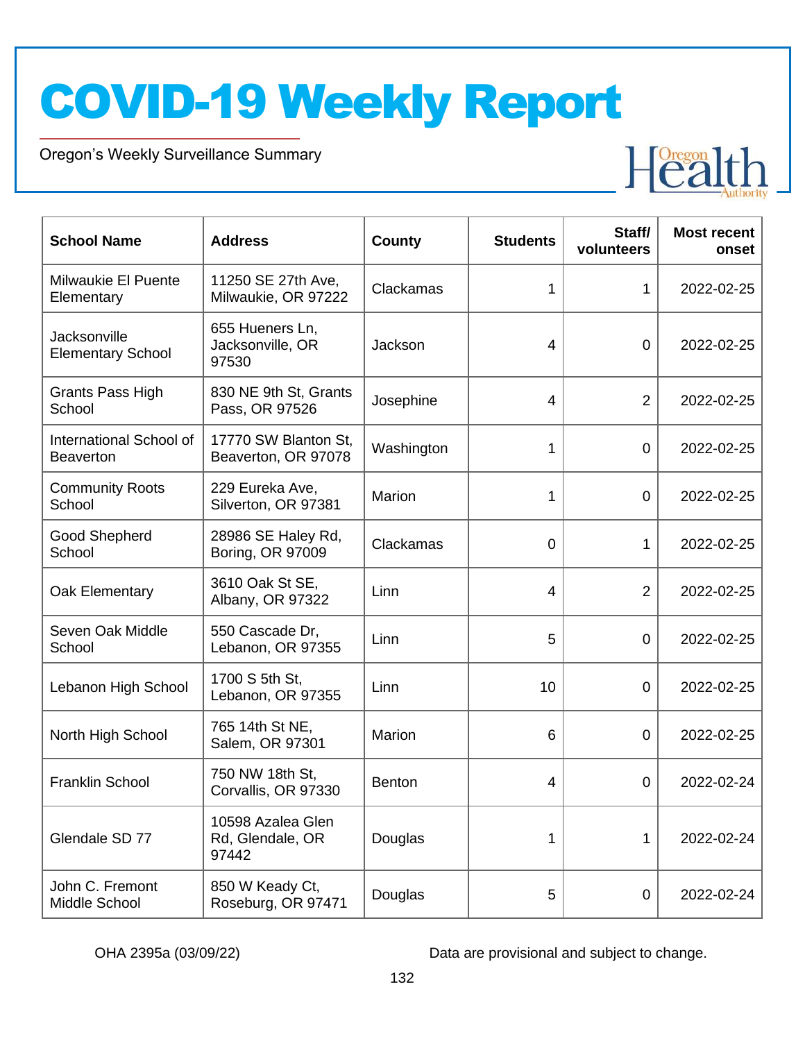| School Name | Address | County | Students | Staff/ volunteers | Most recent onset |
|---|---|---|---|---|---|
| Milwaukie El Puente Elementary | 11250 SE 27th Ave, Milwaukie, OR 97222 | Clackamas | 1 | 1 | 2022-02-25 |
| Jacksonville Elementary School | 655 Hueners Ln, Jacksonville, OR 97530 | Jackson | 4 | 0 | 2022-02-25 |
| Grants Pass High School | 830 NE 9th St, Grants Pass, OR 97526 | Josephine | 4 | 2 | 2022-02-25 |
| International School of Beaverton | 17770 SW Blanton St, Beaverton, OR 97078 | Washington | 1 | 0 | 2022-02-25 |
| Community Roots School | 229 Eureka Ave, Silverton, OR 97381 | Marion | 1 | 0 | 2022-02-25 |
| Good Shepherd School | 28986 SE Haley Rd, Boring, OR 97009 | Clackamas | 0 | 1 | 2022-02-25 |
| Oak Elementary | 3610 Oak St SE, Albany, OR 97322 | Linn | 4 | 2 | 2022-02-25 |
| Seven Oak Middle School | 550 Cascade Dr, Lebanon, OR 97355 | Linn | 5 | 0 | 2022-02-25 |
| Lebanon High School | 1700 S 5th St, Lebanon, OR 97355 | Linn | 10 | 0 | 2022-02-25 |
| North High School | 765 14th St NE, Salem, OR 97301 | Marion | 6 | 0 | 2022-02-25 |
| Franklin School | 750 NW 18th St, Corvallis, OR 97330 | Benton | 4 | 0 | 2022-02-24 |
| Glendale SD 77 | 10598 Azalea Glen Rd, Glendale, OR 97442 | Douglas | 1 | 1 | 2022-02-24 |
| John C. Fremont Middle School | 850 W Keady Ct, Roseburg, OR 97471 | Douglas | 5 | 0 | 2022-02-24 |

OHA 2395a (03/09/22)

Data are provisional and subject to change.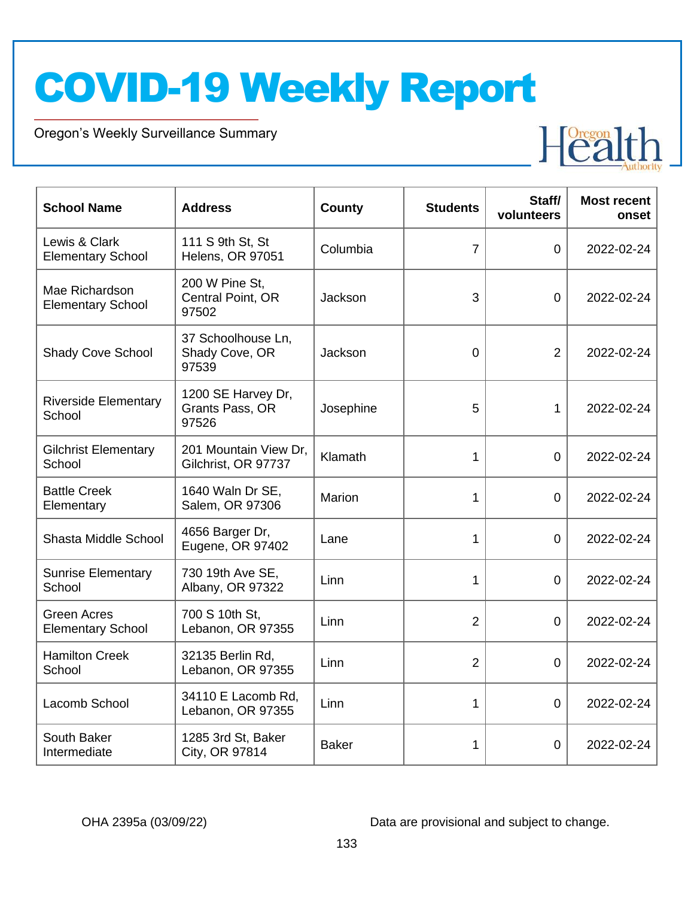# COVID-19 Weekly Report

Oregon's Weekly Surveillance Summary

| School Name | Address | County | Students | Staff/ volunteers | Most recent onset |
|---|---|---|---|---|---|
| Lewis & Clark Elementary School | 111 S 9th St, St Helens, OR 97051 | Columbia | 7 | 0 | 2022-02-24 |
| Mae Richardson Elementary School | 200 W Pine St, Central Point, OR 97502 | Jackson | 3 | 0 | 2022-02-24 |
| Shady Cove School | 37 Schoolhouse Ln, Shady Cove, OR 97539 | Jackson | 0 | 2 | 2022-02-24 |
| Riverside Elementary School | 1200 SE Harvey Dr, Grants Pass, OR 97526 | Josephine | 5 | 1 | 2022-02-24 |
| Gilchrist Elementary School | 201 Mountain View Dr, Gilchrist, OR 97737 | Klamath | 1 | 0 | 2022-02-24 |
| Battle Creek Elementary | 1640 Waln Dr SE, Salem, OR 97306 | Marion | 1 | 0 | 2022-02-24 |
| Shasta Middle School | 4656 Barger Dr, Eugene, OR 97402 | Lane | 1 | 0 | 2022-02-24 |
| Sunrise Elementary School | 730 19th Ave SE, Albany, OR 97322 | Linn | 1 | 0 | 2022-02-24 |
| Green Acres Elementary School | 700 S 10th St, Lebanon, OR 97355 | Linn | 2 | 0 | 2022-02-24 |
| Hamilton Creek School | 32135 Berlin Rd, Lebanon, OR 97355 | Linn | 2 | 0 | 2022-02-24 |
| Lacomb School | 34110 E Lacomb Rd, Lebanon, OR 97355 | Linn | 1 | 0 | 2022-02-24 |
| South Baker Intermediate | 1285 3rd St, Baker City, OR 97814 | Baker | 1 | 0 | 2022-02-24 |

OHA 2395a (03/09/22)

Data are provisional and subject to change.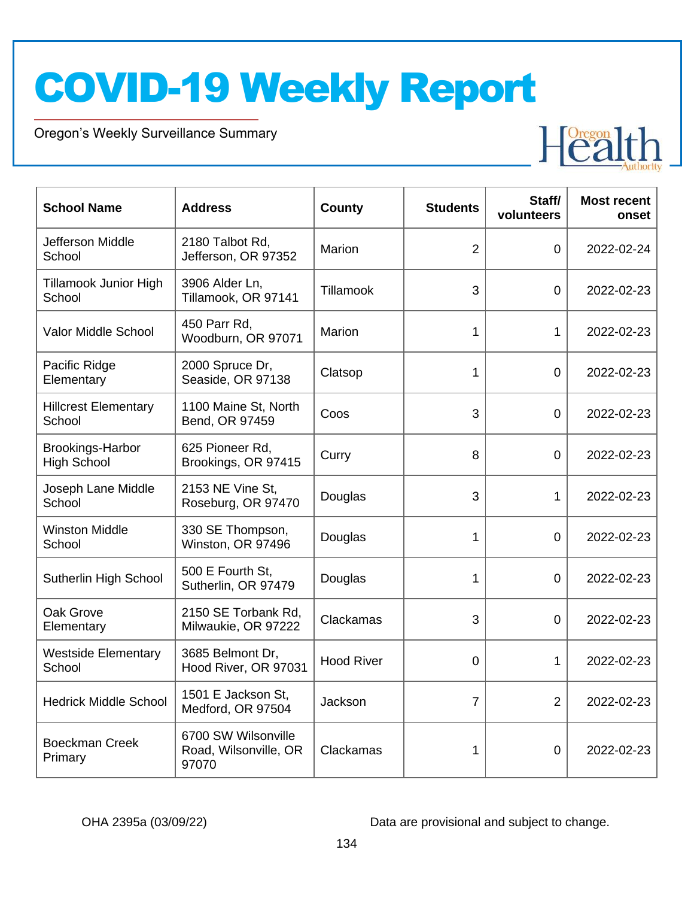# COVID-19 Weekly Report

Oregon's Weekly Surveillance Summary

| School Name | Address | County | Students | Staff/ volunteers | Most recent onset |
|---|---|---|---|---|---|
| Jefferson Middle School | 2180 Talbot Rd, Jefferson, OR 97352 | Marion | 2 | 0 | 2022-02-24 |
| Tillamook Junior High School | 3906 Alder Ln, Tillamook, OR 97141 | Tillamook | 3 | 0 | 2022-02-23 |
| Valor Middle School | 450 Parr Rd, Woodburn, OR 97071 | Marion | 1 | 1 | 2022-02-23 |
| Pacific Ridge Elementary | 2000 Spruce Dr, Seaside, OR 97138 | Clatsop | 1 | 0 | 2022-02-23 |
| Hillcrest Elementary School | 1100 Maine St, North Bend, OR 97459 | Coos | 3 | 0 | 2022-02-23 |
| Brookings-Harbor High School | 625 Pioneer Rd, Brookings, OR 97415 | Curry | 8 | 0 | 2022-02-23 |
| Joseph Lane Middle School | 2153 NE Vine St, Roseburg, OR 97470 | Douglas | 3 | 1 | 2022-02-23 |
| Winston Middle School | 330 SE Thompson, Winston, OR 97496 | Douglas | 1 | 0 | 2022-02-23 |
| Sutherlin High School | 500 E Fourth St, Sutherlin, OR 97479 | Douglas | 1 | 0 | 2022-02-23 |
| Oak Grove Elementary | 2150 SE Torbank Rd, Milwaukie, OR 97222 | Clackamas | 3 | 0 | 2022-02-23 |
| Westside Elementary School | 3685 Belmont Dr, Hood River, OR 97031 | Hood River | 0 | 1 | 2022-02-23 |
| Hedrick Middle School | 1501 E Jackson St, Medford, OR 97504 | Jackson | 7 | 2 | 2022-02-23 |
| Boeckman Creek Primary | 6700 SW Wilsonville Road, Wilsonville, OR 97070 | Clackamas | 1 | 0 | 2022-02-23 |

OHA 2395a (03/09/22)

Data are provisional and subject to change.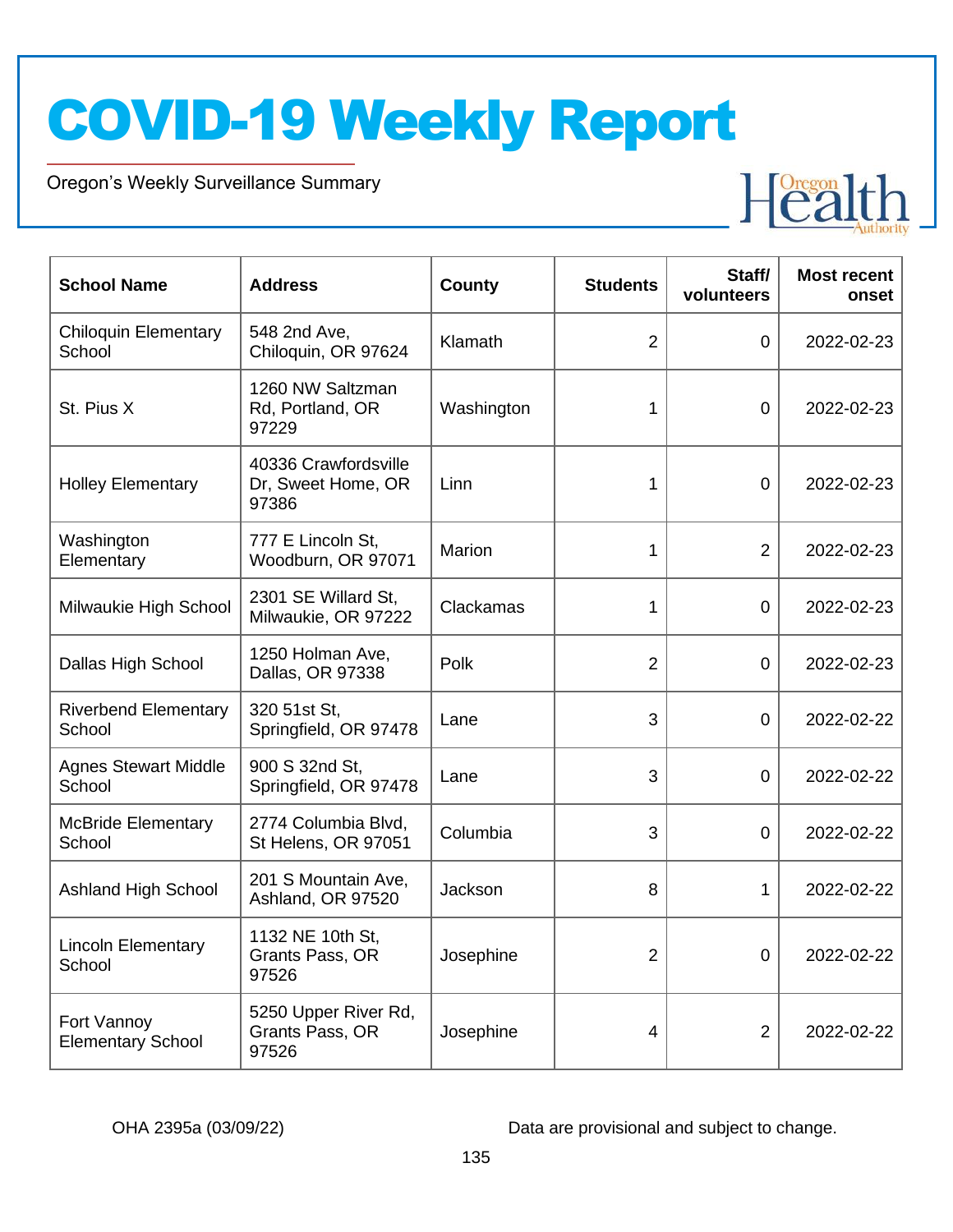# COVID-19 Weekly Report

Oregon's Weekly Surveillance Summary

| School Name | Address | County | Students | Staff/ volunteers | Most recent onset |
|---|---|---|---|---|---|
| Chiloquin Elementary School | 548 2nd Ave, Chiloquin, OR 97624 | Klamath | 2 | 0 | 2022-02-23 |
| St. Pius X | 1260 NW Saltzman Rd, Portland, OR 97229 | Washington | 1 | 0 | 2022-02-23 |
| Holley Elementary | 40336 Crawfordsville Dr, Sweet Home, OR 97386 | Linn | 1 | 0 | 2022-02-23 |
| Washington Elementary | 777 E Lincoln St, Woodburn, OR 97071 | Marion | 1 | 2 | 2022-02-23 |
| Milwaukie High School | 2301 SE Willard St, Milwaukie, OR 97222 | Clackamas | 1 | 0 | 2022-02-23 |
| Dallas High School | 1250 Holman Ave, Dallas, OR 97338 | Polk | 2 | 0 | 2022-02-23 |
| Riverbend Elementary School | 320 51st St, Springfield, OR 97478 | Lane | 3 | 0 | 2022-02-22 |
| Agnes Stewart Middle School | 900 S 32nd St, Springfield, OR 97478 | Lane | 3 | 0 | 2022-02-22 |
| McBride Elementary School | 2774 Columbia Blvd, St Helens, OR 97051 | Columbia | 3 | 0 | 2022-02-22 |
| Ashland High School | 201 S Mountain Ave, Ashland, OR 97520 | Jackson | 8 | 1 | 2022-02-22 |
| Lincoln Elementary School | 1132 NE 10th St, Grants Pass, OR 97526 | Josephine | 2 | 0 | 2022-02-22 |
| Fort Vannoy Elementary School | 5250 Upper River Rd, Grants Pass, OR 97526 | Josephine | 4 | 2 | 2022-02-22 |

OHA 2395a (03/09/22)

Data are provisional and subject to change.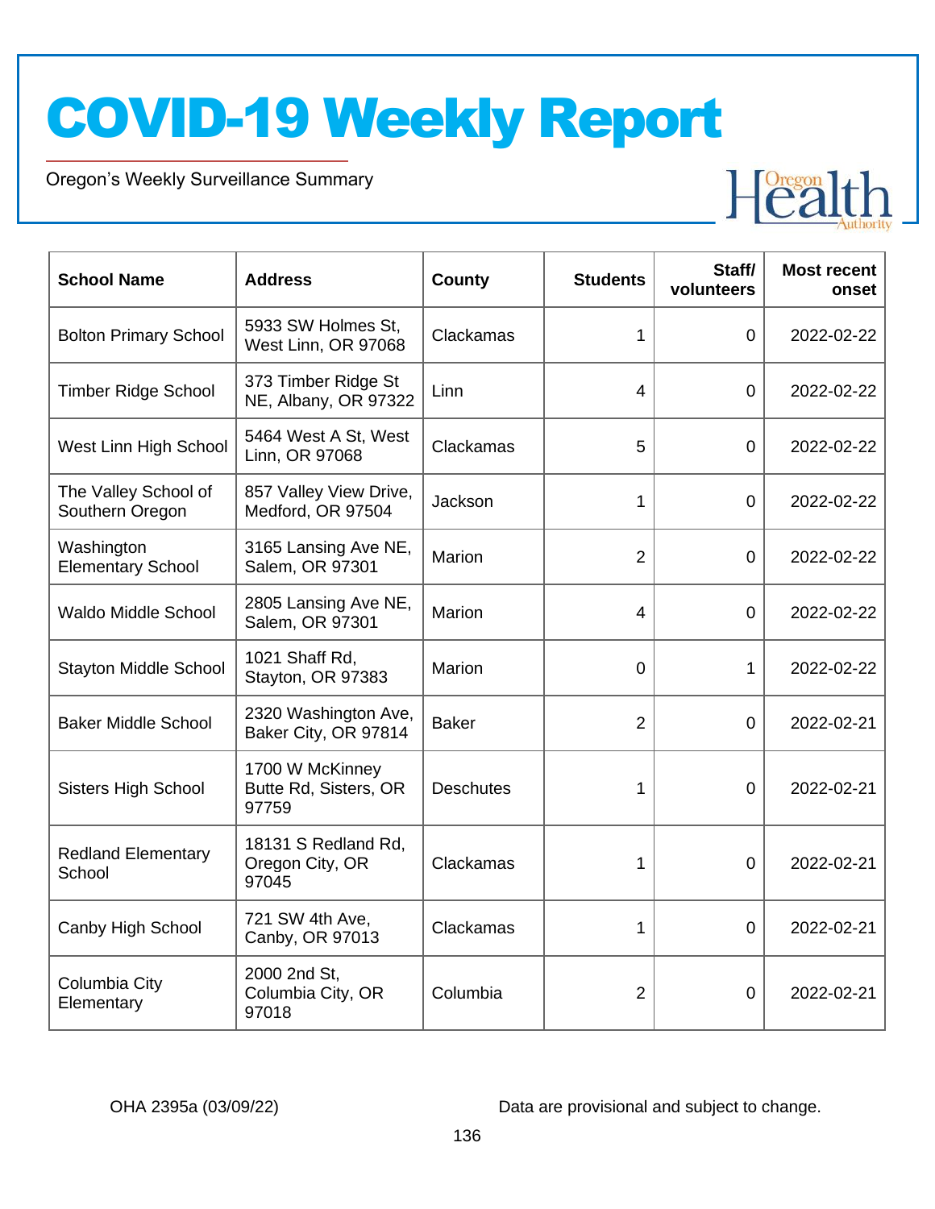# COVID-19 Weekly Report

Oregon's Weekly Surveillance Summary

| School Name | Address | County | Students | Staff/ volunteers | Most recent onset |
|---|---|---|---|---|---|
| Bolton Primary School | 5933 SW Holmes St, West Linn, OR 97068 | Clackamas | 1 | 0 | 2022-02-22 |
| Timber Ridge School | 373 Timber Ridge St NE, Albany, OR 97322 | Linn | 4 | 0 | 2022-02-22 |
| West Linn High School | 5464 West A St, West Linn, OR 97068 | Clackamas | 5 | 0 | 2022-02-22 |
| The Valley School of Southern Oregon | 857 Valley View Drive, Medford, OR 97504 | Jackson | 1 | 0 | 2022-02-22 |
| Washington Elementary School | 3165 Lansing Ave NE, Salem, OR 97301 | Marion | 2 | 0 | 2022-02-22 |
| Waldo Middle School | 2805 Lansing Ave NE, Salem, OR 97301 | Marion | 4 | 0 | 2022-02-22 |
| Stayton Middle School | 1021 Shaff Rd, Stayton, OR 97383 | Marion | 0 | 1 | 2022-02-22 |
| Baker Middle School | 2320 Washington Ave, Baker City, OR 97814 | Baker | 2 | 0 | 2022-02-21 |
| Sisters High School | 1700 W McKinney Butte Rd, Sisters, OR 97759 | Deschutes | 1 | 0 | 2022-02-21 |
| Redland Elementary School | 18131 S Redland Rd, Oregon City, OR 97045 | Clackamas | 1 | 0 | 2022-02-21 |
| Canby High School | 721 SW 4th Ave, Canby, OR 97013 | Clackamas | 1 | 0 | 2022-02-21 |
| Columbia City Elementary | 2000 2nd St, Columbia City, OR 97018 | Columbia | 2 | 0 | 2022-02-21 |

OHA 2395a (03/09/22)

Data are provisional and subject to change.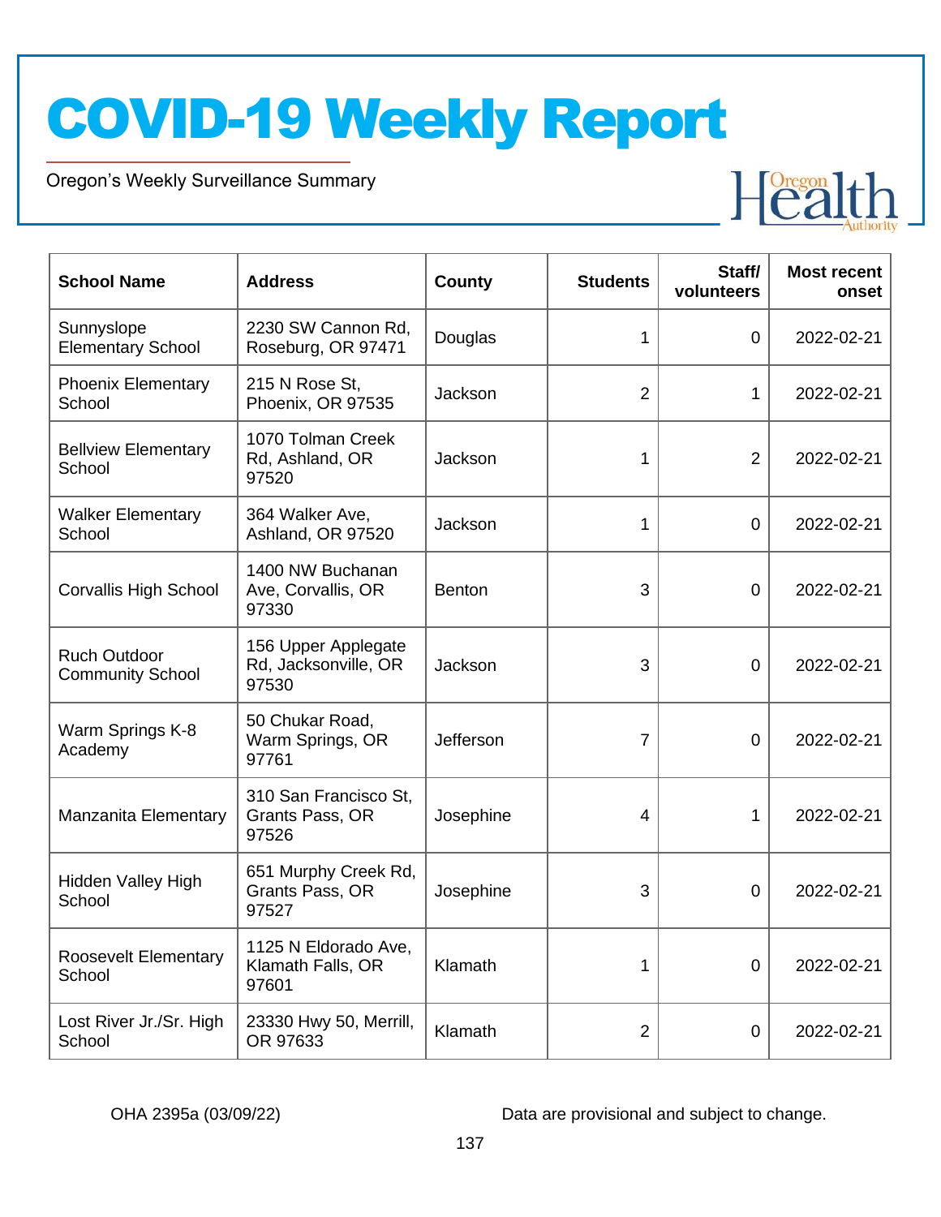# COVID-19 Weekly Report

Oregon's Weekly Surveillance Summary

| School Name | Address | County | Students | Staff/ volunteers | Most recent onset |
|---|---|---|---|---|---|
| Sunnyslope Elementary School | 2230 SW Cannon Rd, Roseburg, OR 97471 | Douglas | 1 | 0 | 2022-02-21 |
| Phoenix Elementary School | 215 N Rose St, Phoenix, OR 97535 | Jackson | 2 | 1 | 2022-02-21 |
| Bellview Elementary School | 1070 Tolman Creek Rd, Ashland, OR 97520 | Jackson | 1 | 2 | 2022-02-21 |
| Walker Elementary School | 364 Walker Ave, Ashland, OR 97520 | Jackson | 1 | 0 | 2022-02-21 |
| Corvallis High School | 1400 NW Buchanan Ave, Corvallis, OR 97330 | Benton | 3 | 0 | 2022-02-21 |
| Ruch Outdoor Community School | 156 Upper Applegate Rd, Jacksonville, OR 97530 | Jackson | 3 | 0 | 2022-02-21 |
| Warm Springs K-8 Academy | 50 Chukar Road, Warm Springs, OR 97761 | Jefferson | 7 | 0 | 2022-02-21 |
| Manzanita Elementary | 310 San Francisco St, Grants Pass, OR 97526 | Josephine | 4 | 1 | 2022-02-21 |
| Hidden Valley High School | 651 Murphy Creek Rd, Grants Pass, OR 97527 | Josephine | 3 | 0 | 2022-02-21 |
| Roosevelt Elementary School | 1125 N Eldorado Ave, Klamath Falls, OR 97601 | Klamath | 1 | 0 | 2022-02-21 |
| Lost River Jr./Sr. High School | 23330 Hwy 50, Merrill, OR 97633 | Klamath | 2 | 0 | 2022-02-21 |

OHA 2395a (03/09/22)

Data are provisional and subject to change.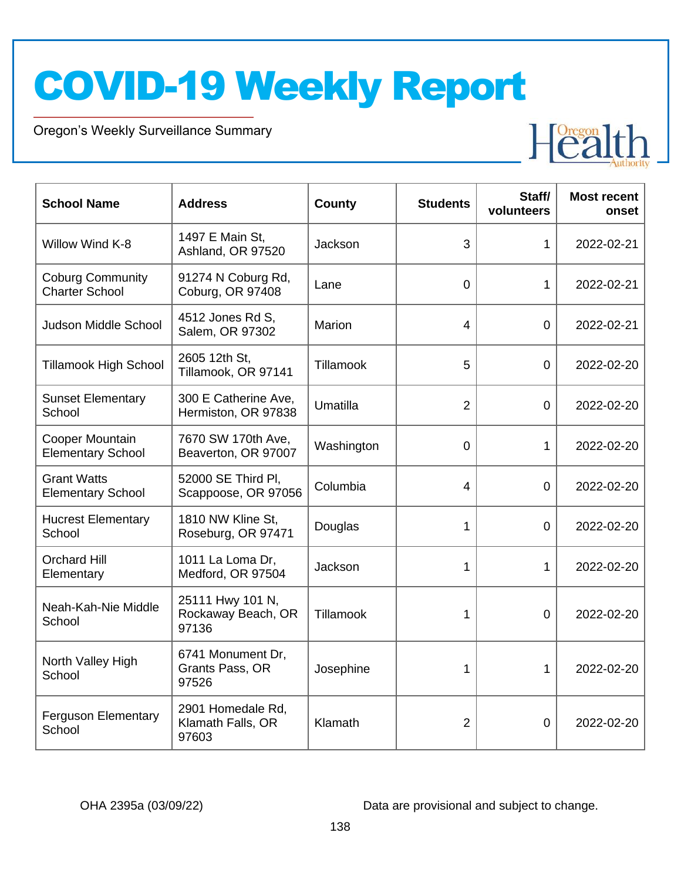# COVID-19 Weekly Report

Oregon's Weekly Surveillance Summary

| School Name | Address | County | Students | Staff/ volunteers | Most recent onset |
|---|---|---|---|---|---|
| Willow Wind K-8 | 1497 E Main St, Ashland, OR 97520 | Jackson | 3 | 1 | 2022-02-21 |
| Coburg Community Charter School | 91274 N Coburg Rd, Coburg, OR 97408 | Lane | 0 | 1 | 2022-02-21 |
| Judson Middle School | 4512 Jones Rd S, Salem, OR 97302 | Marion | 4 | 0 | 2022-02-21 |
| Tillamook High School | 2605 12th St, Tillamook, OR 97141 | Tillamook | 5 | 0 | 2022-02-20 |
| Sunset Elementary School | 300 E Catherine Ave, Hermiston, OR 97838 | Umatilla | 2 | 0 | 2022-02-20 |
| Cooper Mountain Elementary School | 7670 SW 170th Ave, Beaverton, OR 97007 | Washington | 0 | 1 | 2022-02-20 |
| Grant Watts Elementary School | 52000 SE Third Pl, Scappoose, OR 97056 | Columbia | 4 | 0 | 2022-02-20 |
| Hucrest Elementary School | 1810 NW Kline St, Roseburg, OR 97471 | Douglas | 1 | 0 | 2022-02-20 |
| Orchard Hill Elementary | 1011 La Loma Dr, Medford, OR 97504 | Jackson | 1 | 1 | 2022-02-20 |
| Neah-Kah-Nie Middle School | 25111 Hwy 101 N, Rockaway Beach, OR 97136 | Tillamook | 1 | 0 | 2022-02-20 |
| North Valley High School | 6741 Monument Dr, Grants Pass, OR 97526 | Josephine | 1 | 1 | 2022-02-20 |
| Ferguson Elementary School | 2901 Homedale Rd, Klamath Falls, OR 97603 | Klamath | 2 | 0 | 2022-02-20 |

OHA 2395a (03/09/22)

Data are provisional and subject to change.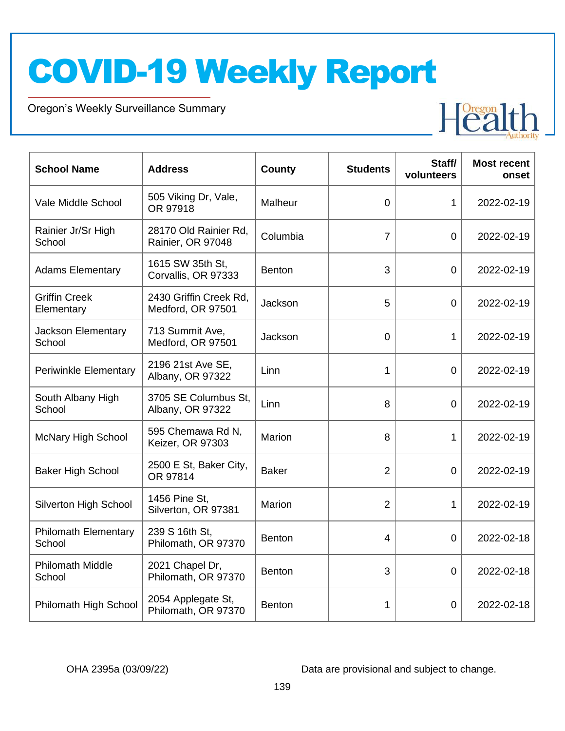# COVID-19 Weekly Report

Oregon's Weekly Surveillance Summary

| School Name | Address | County | Students | Staff/ volunteers | Most recent onset |
|---|---|---|---|---|---|
| Vale Middle School | 505 Viking Dr, Vale, OR 97918 | Malheur | 0 | 1 | 2022-02-19 |
| Rainier Jr/Sr High School | 28170 Old Rainier Rd, Rainier, OR 97048 | Columbia | 7 | 0 | 2022-02-19 |
| Adams Elementary | 1615 SW 35th St, Corvallis, OR 97333 | Benton | 3 | 0 | 2022-02-19 |
| Griffin Creek Elementary | 2430 Griffin Creek Rd, Medford, OR 97501 | Jackson | 5 | 0 | 2022-02-19 |
| Jackson Elementary School | 713 Summit Ave, Medford, OR 97501 | Jackson | 0 | 1 | 2022-02-19 |
| Periwinkle Elementary | 2196 21st Ave SE, Albany, OR 97322 | Linn | 1 | 0 | 2022-02-19 |
| South Albany High School | 3705 SE Columbus St, Albany, OR 97322 | Linn | 8 | 0 | 2022-02-19 |
| McNary High School | 595 Chemawa Rd N, Keizer, OR 97303 | Marion | 8 | 1 | 2022-02-19 |
| Baker High School | 2500 E St, Baker City, OR 97814 | Baker | 2 | 0 | 2022-02-19 |
| Silverton High School | 1456 Pine St, Silverton, OR 97381 | Marion | 2 | 1 | 2022-02-19 |
| Philomath Elementary School | 239 S 16th St, Philomath, OR 97370 | Benton | 4 | 0 | 2022-02-18 |
| Philomath Middle School | 2021 Chapel Dr, Philomath, OR 97370 | Benton | 3 | 0 | 2022-02-18 |
| Philomath High School | 2054 Applegate St, Philomath, OR 97370 | Benton | 1 | 0 | 2022-02-18 |

OHA 2395a (03/09/22)

Data are provisional and subject to change.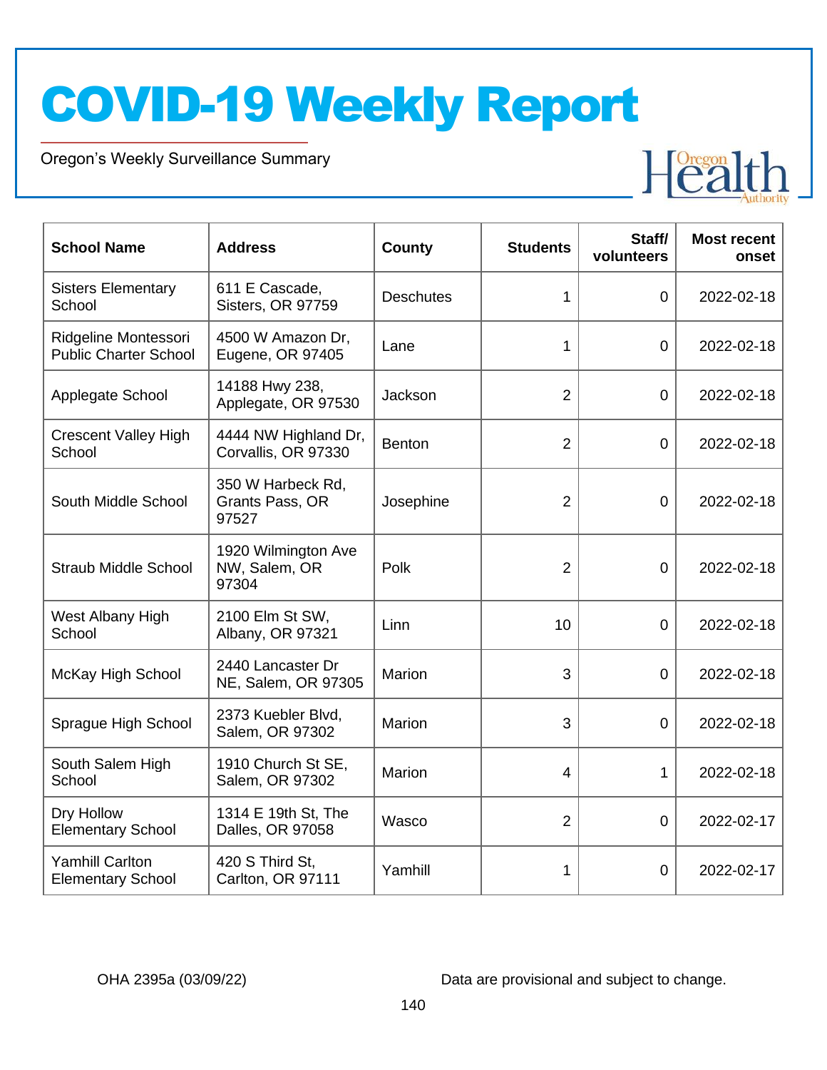# COVID-19 Weekly Report

Oregon's Weekly Surveillance Summary

| School Name | Address | County | Students | Staff/ volunteers | Most recent onset |
|---|---|---|---|---|---|
| Sisters Elementary School | 611 E Cascade, Sisters, OR 97759 | Deschutes | 1 | 0 | 2022-02-18 |
| Ridgeline Montessori Public Charter School | 4500 W Amazon Dr, Eugene, OR 97405 | Lane | 1 | 0 | 2022-02-18 |
| Applegate School | 14188 Hwy 238, Applegate, OR 97530 | Jackson | 2 | 0 | 2022-02-18 |
| Crescent Valley High School | 4444 NW Highland Dr, Corvallis, OR 97330 | Benton | 2 | 0 | 2022-02-18 |
| South Middle School | 350 W Harbeck Rd, Grants Pass, OR 97527 | Josephine | 2 | 0 | 2022-02-18 |
| Straub Middle School | 1920 Wilmington Ave NW, Salem, OR 97304 | Polk | 2 | 0 | 2022-02-18 |
| West Albany High School | 2100 Elm St SW, Albany, OR 97321 | Linn | 10 | 0 | 2022-02-18 |
| McKay High School | 2440 Lancaster Dr NE, Salem, OR 97305 | Marion | 3 | 0 | 2022-02-18 |
| Sprague High School | 2373 Kuebler Blvd, Salem, OR 97302 | Marion | 3 | 0 | 2022-02-18 |
| South Salem High School | 1910 Church St SE, Salem, OR 97302 | Marion | 4 | 1 | 2022-02-18 |
| Dry Hollow Elementary School | 1314 E 19th St, The Dalles, OR 97058 | Wasco | 2 | 0 | 2022-02-17 |
| Yamhill Carlton Elementary School | 420 S Third St, Carlton, OR 97111 | Yamhill | 1 | 0 | 2022-02-17 |

OHA 2395a (03/09/22) Data are provisional and subject to change.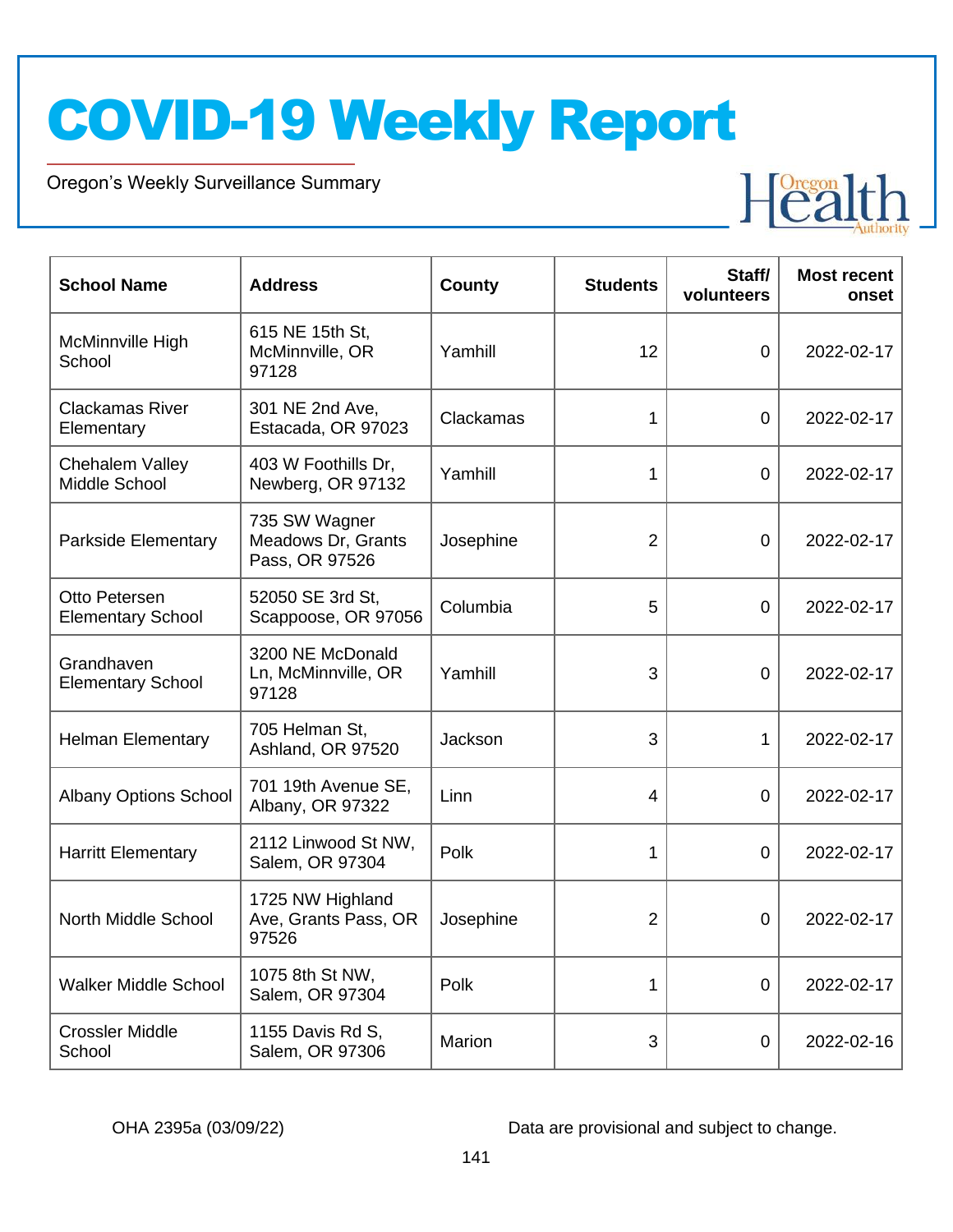# COVID-19 Weekly Report

Oregon's Weekly Surveillance Summary

| School Name | Address | County | Students | Staff/ volunteers | Most recent onset |
|---|---|---|---|---|---|
| McMinnville High School | 615 NE 15th St, McMinnville, OR 97128 | Yamhill | 12 | 0 | 2022-02-17 |
| Clackamas River Elementary | 301 NE 2nd Ave, Estacada, OR 97023 | Clackamas | 1 | 0 | 2022-02-17 |
| Chehalem Valley Middle School | 403 W Foothills Dr, Newberg, OR 97132 | Yamhill | 1 | 0 | 2022-02-17 |
| Parkside Elementary | 735 SW Wagner Meadows Dr, Grants Pass, OR 97526 | Josephine | 2 | 0 | 2022-02-17 |
| Otto Petersen Elementary School | 52050 SE 3rd St, Scappoose, OR 97056 | Columbia | 5 | 0 | 2022-02-17 |
| Grandhaven Elementary School | 3200 NE McDonald Ln, McMinnville, OR 97128 | Yamhill | 3 | 0 | 2022-02-17 |
| Helman Elementary | 705 Helman St, Ashland, OR 97520 | Jackson | 3 | 1 | 2022-02-17 |
| Albany Options School | 701 19th Avenue SE, Albany, OR 97322 | Linn | 4 | 0 | 2022-02-17 |
| Harritt Elementary | 2112 Linwood St NW, Salem, OR 97304 | Polk | 1 | 0 | 2022-02-17 |
| North Middle School | 1725 NW Highland Ave, Grants Pass, OR 97526 | Josephine | 2 | 0 | 2022-02-17 |
| Walker Middle School | 1075 8th St NW, Salem, OR 97304 | Polk | 1 | 0 | 2022-02-17 |
| Crossler Middle School | 1155 Davis Rd S, Salem, OR 97306 | Marion | 3 | 0 | 2022-02-16 |

OHA 2395a (03/09/22)

Data are provisional and subject to change.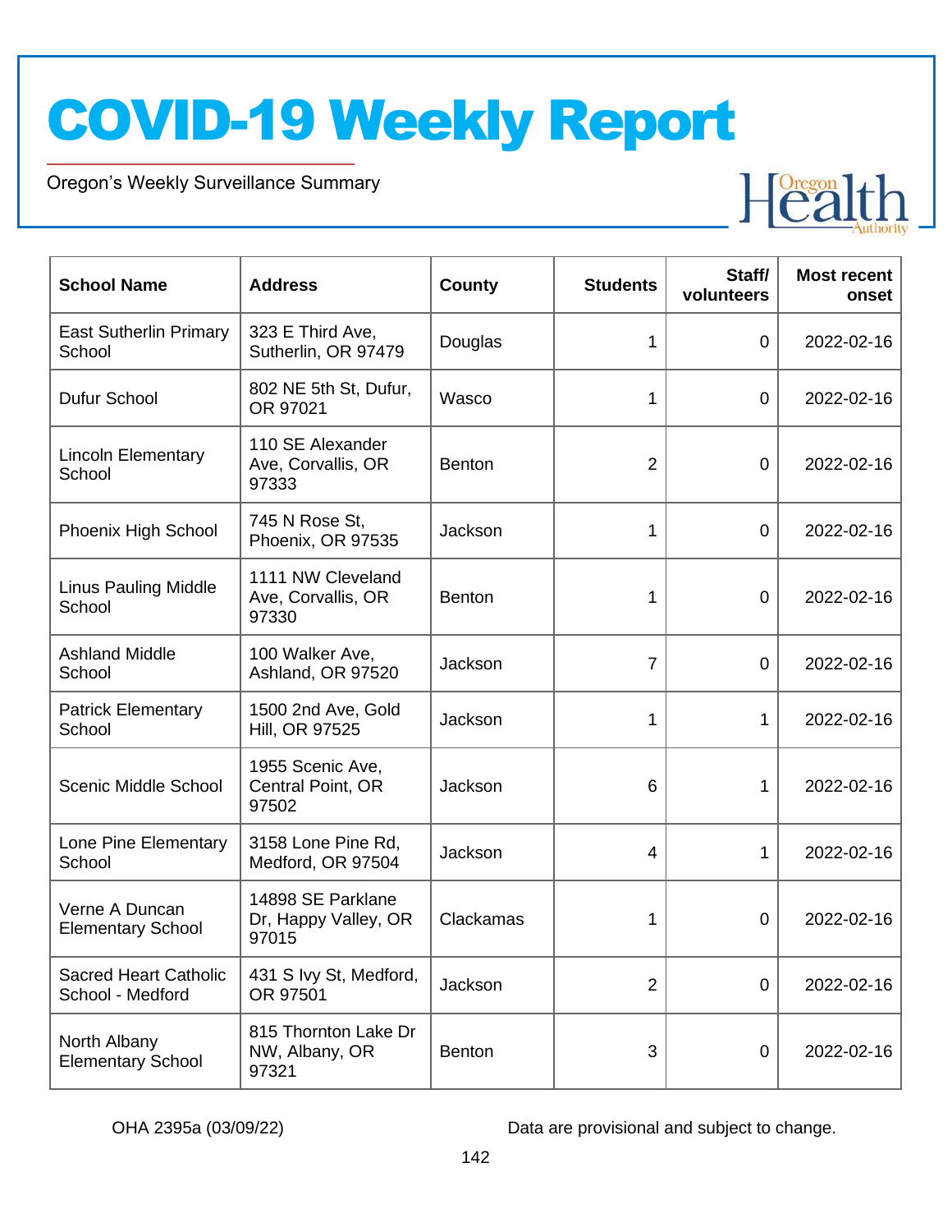# COVID-19 Weekly Report

Oregon's Weekly Surveillance Summary

| School Name | Address | County | Students | Staff/ volunteers | Most recent onset |
|---|---|---|---|---|---|
| East Sutherlin Primary School | 323 E Third Ave, Sutherlin, OR 97479 | Douglas | 1 | 0 | 2022-02-16 |
| Dufur School | 802 NE 5th St, Dufur, OR 97021 | Wasco | 1 | 0 | 2022-02-16 |
| Lincoln Elementary School | 110 SE Alexander Ave, Corvallis, OR 97333 | Benton | 2 | 0 | 2022-02-16 |
| Phoenix High School | 745 N Rose St, Phoenix, OR 97535 | Jackson | 1 | 0 | 2022-02-16 |
| Linus Pauling Middle School | 1111 NW Cleveland Ave, Corvallis, OR 97330 | Benton | 1 | 0 | 2022-02-16 |
| Ashland Middle School | 100 Walker Ave, Ashland, OR 97520 | Jackson | 7 | 0 | 2022-02-16 |
| Patrick Elementary School | 1500 2nd Ave, Gold Hill, OR 97525 | Jackson | 1 | 1 | 2022-02-16 |
| Scenic Middle School | 1955 Scenic Ave, Central Point, OR 97502 | Jackson | 6 | 1 | 2022-02-16 |
| Lone Pine Elementary School | 3158 Lone Pine Rd, Medford, OR 97504 | Jackson | 4 | 1 | 2022-02-16 |
| Verne A Duncan Elementary School | 14898 SE Parklane Dr, Happy Valley, OR 97015 | Clackamas | 1 | 0 | 2022-02-16 |
| Sacred Heart Catholic School - Medford | 431 S Ivy St, Medford, OR 97501 | Jackson | 2 | 0 | 2022-02-16 |
| North Albany Elementary School | 815 Thornton Lake Dr NW, Albany, OR 97321 | Benton | 3 | 0 | 2022-02-16 |

OHA 2395a (03/09/22)

Data are provisional and subject to change.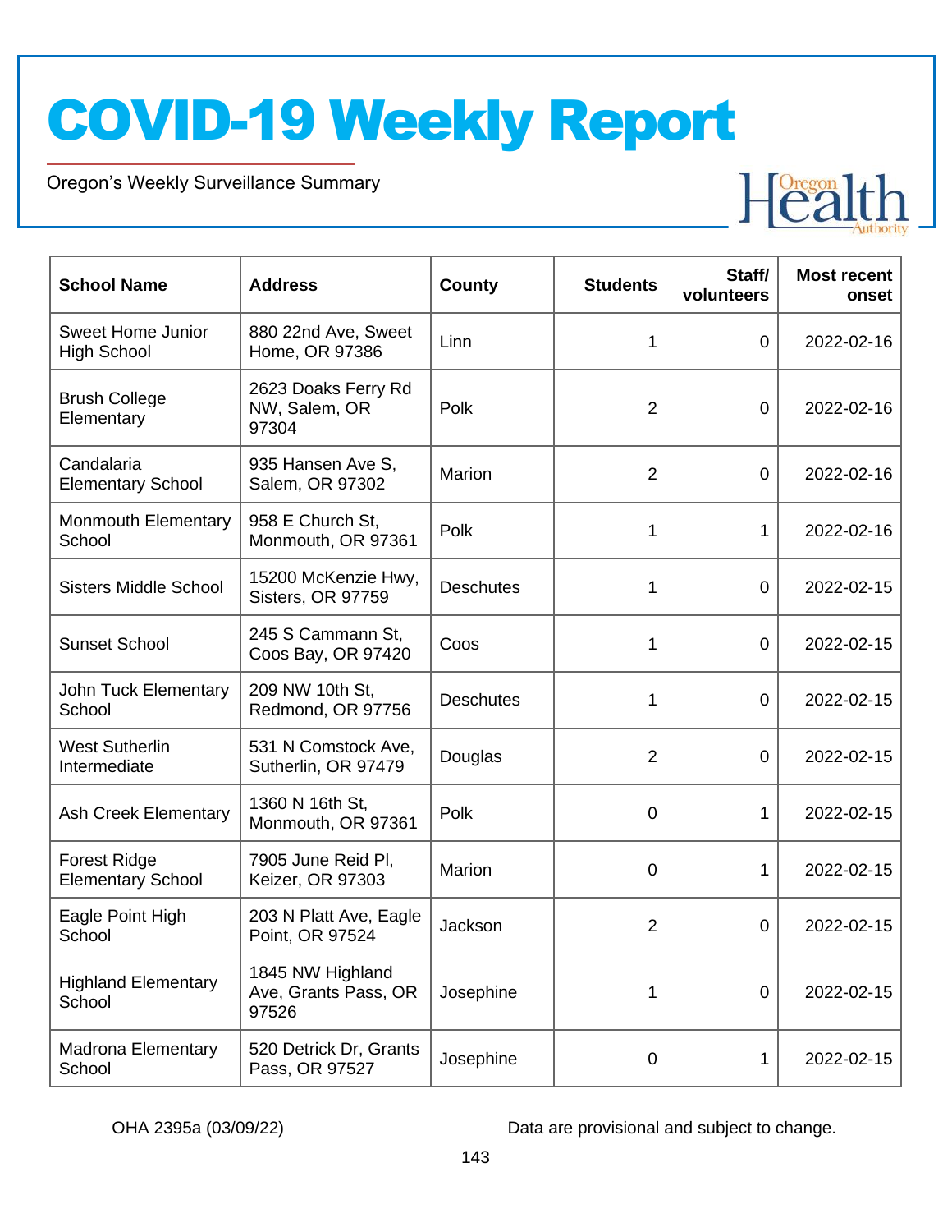# COVID-19 Weekly Report

Oregon's Weekly Surveillance Summary

| School Name | Address | County | Students | Staff/ volunteers | Most recent onset |
|---|---|---|---|---|---|
| Sweet Home Junior High School | 880 22nd Ave, Sweet Home, OR 97386 | Linn | 1 | 0 | 2022-02-16 |
| Brush College Elementary | 2623 Doaks Ferry Rd NW, Salem, OR 97304 | Polk | 2 | 0 | 2022-02-16 |
| Candalaria Elementary School | 935 Hansen Ave S, Salem, OR 97302 | Marion | 2 | 0 | 2022-02-16 |
| Monmouth Elementary School | 958 E Church St, Monmouth, OR 97361 | Polk | 1 | 1 | 2022-02-16 |
| Sisters Middle School | 15200 McKenzie Hwy, Sisters, OR 97759 | Deschutes | 1 | 0 | 2022-02-15 |
| Sunset School | 245 S Cammann St, Coos Bay, OR 97420 | Coos | 1 | 0 | 2022-02-15 |
| John Tuck Elementary School | 209 NW 10th St, Redmond, OR 97756 | Deschutes | 1 | 0 | 2022-02-15 |
| West Sutherlin Intermediate | 531 N Comstock Ave, Sutherlin, OR 97479 | Douglas | 2 | 0 | 2022-02-15 |
| Ash Creek Elementary | 1360 N 16th St, Monmouth, OR 97361 | Polk | 0 | 1 | 2022-02-15 |
| Forest Ridge Elementary School | 7905 June Reid Pl, Keizer, OR 97303 | Marion | 0 | 1 | 2022-02-15 |
| Eagle Point High School | 203 N Platt Ave, Eagle Point, OR 97524 | Jackson | 2 | 0 | 2022-02-15 |
| Highland Elementary School | 1845 NW Highland Ave, Grants Pass, OR 97526 | Josephine | 1 | 0 | 2022-02-15 |
| Madrona Elementary School | 520 Detrick Dr, Grants Pass, OR 97527 | Josephine | 0 | 1 | 2022-02-15 |

OHA 2395a (03/09/22)

Data are provisional and subject to change.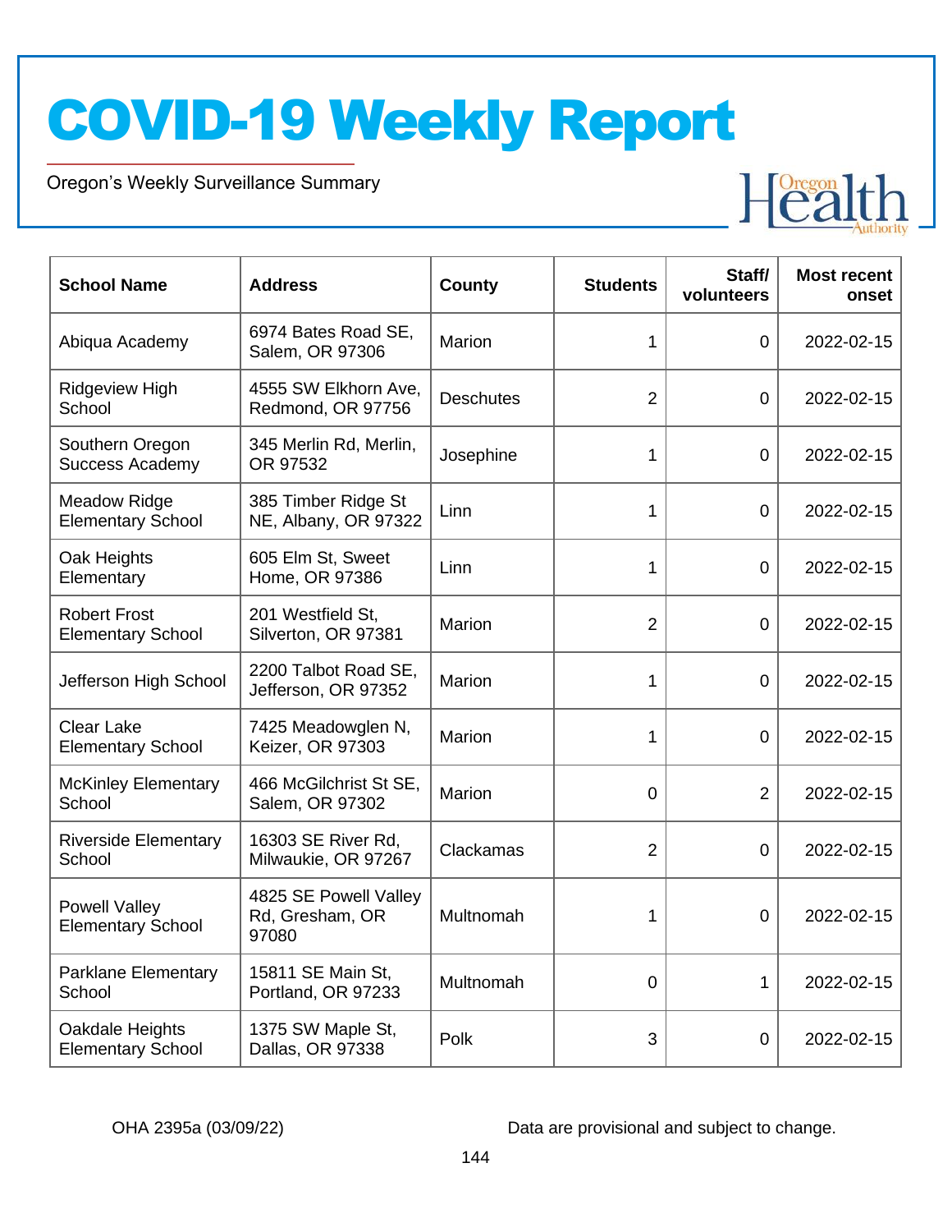# COVID-19 Weekly Report

Oregon's Weekly Surveillance Summary

| School Name | Address | County | Students | Staff/ volunteers | Most recent onset |
|---|---|---|---|---|---|
| Abiqua Academy | 6974 Bates Road SE, Salem, OR 97306 | Marion | 1 | 0 | 2022-02-15 |
| Ridgeview High School | 4555 SW Elkhorn Ave, Redmond, OR 97756 | Deschutes | 2 | 0 | 2022-02-15 |
| Southern Oregon Success Academy | 345 Merlin Rd, Merlin, OR 97532 | Josephine | 1 | 0 | 2022-02-15 |
| Meadow Ridge Elementary School | 385 Timber Ridge St NE, Albany, OR 97322 | Linn | 1 | 0 | 2022-02-15 |
| Oak Heights Elementary | 605 Elm St, Sweet Home, OR 97386 | Linn | 1 | 0 | 2022-02-15 |
| Robert Frost Elementary School | 201 Westfield St, Silverton, OR 97381 | Marion | 2 | 0 | 2022-02-15 |
| Jefferson High School | 2200 Talbot Road SE, Jefferson, OR 97352 | Marion | 1 | 0 | 2022-02-15 |
| Clear Lake Elementary School | 7425 Meadowglen N, Keizer, OR 97303 | Marion | 1 | 0 | 2022-02-15 |
| McKinley Elementary School | 466 McGilchrist St SE, Salem, OR 97302 | Marion | 0 | 2 | 2022-02-15 |
| Riverside Elementary School | 16303 SE River Rd, Milwaukie, OR 97267 | Clackamas | 2 | 0 | 2022-02-15 |
| Powell Valley Elementary School | 4825 SE Powell Valley Rd, Gresham, OR 97080 | Multnomah | 1 | 0 | 2022-02-15 |
| Parklane Elementary School | 15811 SE Main St, Portland, OR 97233 | Multnomah | 0 | 1 | 2022-02-15 |
| Oakdale Heights Elementary School | 1375 SW Maple St, Dallas, OR 97338 | Polk | 3 | 0 | 2022-02-15 |

OHA 2395a (03/09/22)

Data are provisional and subject to change.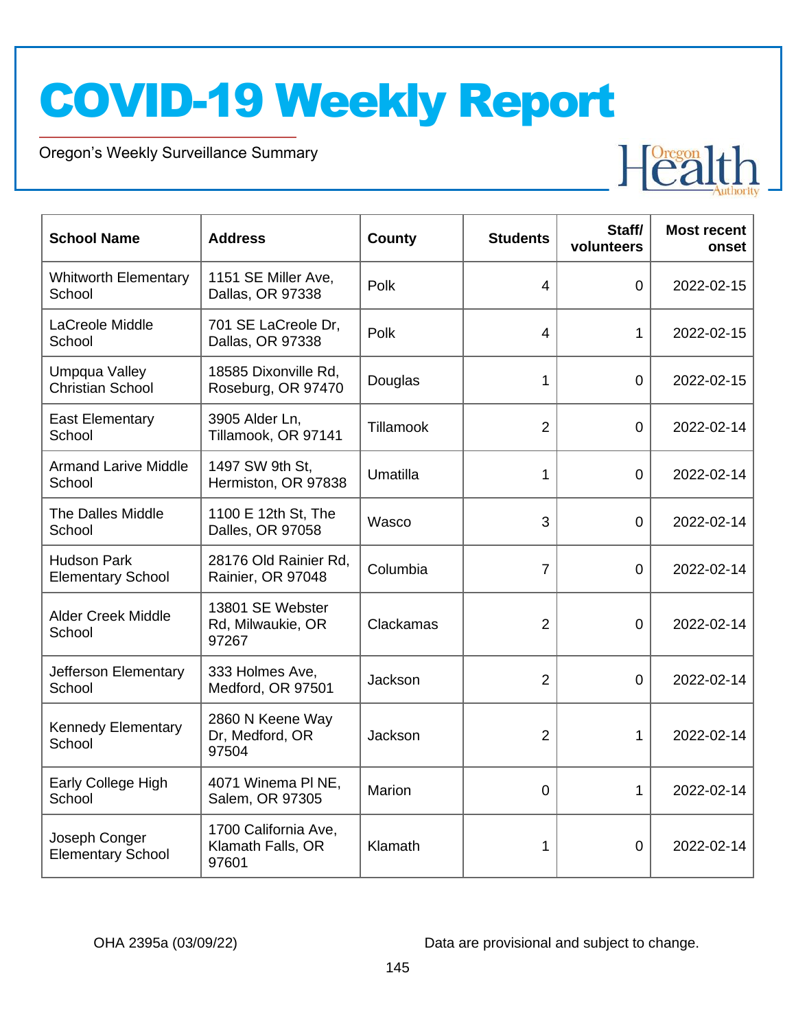# COVID-19 Weekly Report

Oregon's Weekly Surveillance Summary

| School Name | Address | County | Students | Staff/ volunteers | Most recent onset |
|---|---|---|---|---|---|
| Whitworth Elementary School | 1151 SE Miller Ave, Dallas, OR 97338 | Polk | 4 | 0 | 2022-02-15 |
| LaCreole Middle School | 701 SE LaCreole Dr, Dallas, OR 97338 | Polk | 4 | 1 | 2022-02-15 |
| Umpqua Valley Christian School | 18585 Dixonville Rd, Roseburg, OR 97470 | Douglas | 1 | 0 | 2022-02-15 |
| East Elementary School | 3905 Alder Ln, Tillamook, OR 97141 | Tillamook | 2 | 0 | 2022-02-14 |
| Armand Larive Middle School | 1497 SW 9th St, Hermiston, OR 97838 | Umatilla | 1 | 0 | 2022-02-14 |
| The Dalles Middle School | 1100 E 12th St, The Dalles, OR 97058 | Wasco | 3 | 0 | 2022-02-14 |
| Hudson Park Elementary School | 28176 Old Rainier Rd, Rainier, OR 97048 | Columbia | 7 | 0 | 2022-02-14 |
| Alder Creek Middle School | 13801 SE Webster Rd, Milwaukie, OR 97267 | Clackamas | 2 | 0 | 2022-02-14 |
| Jefferson Elementary School | 333 Holmes Ave, Medford, OR 97501 | Jackson | 2 | 0 | 2022-02-14 |
| Kennedy Elementary School | 2860 N Keene Way Dr, Medford, OR 97504 | Jackson | 2 | 1 | 2022-02-14 |
| Early College High School | 4071 Winema Pl NE, Salem, OR 97305 | Marion | 0 | 1 | 2022-02-14 |
| Joseph Conger Elementary School | 1700 California Ave, Klamath Falls, OR 97601 | Klamath | 1 | 0 | 2022-02-14 |

OHA 2395a (03/09/22)

Data are provisional and subject to change.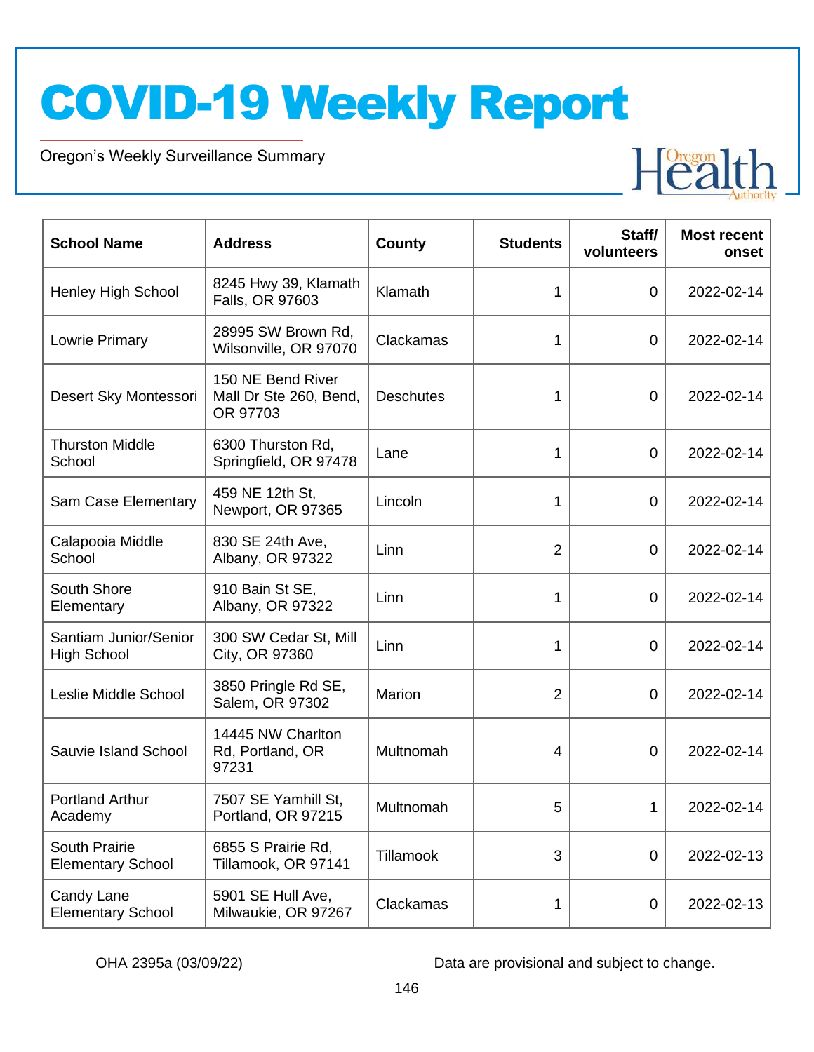# COVID-19 Weekly Report

Oregon's Weekly Surveillance Summary

| School Name | Address | County | Students | Staff/ volunteers | Most recent onset |
|---|---|---|---|---|---|
| Henley High School | 8245 Hwy 39, Klamath Falls, OR 97603 | Klamath | 1 | 0 | 2022-02-14 |
| Lowrie Primary | 28995 SW Brown Rd, Wilsonville, OR 97070 | Clackamas | 1 | 0 | 2022-02-14 |
| Desert Sky Montessori | 150 NE Bend River Mall Dr Ste 260, Bend, OR 97703 | Deschutes | 1 | 0 | 2022-02-14 |
| Thurston Middle School | 6300 Thurston Rd, Springfield, OR 97478 | Lane | 1 | 0 | 2022-02-14 |
| Sam Case Elementary | 459 NE 12th St, Newport, OR 97365 | Lincoln | 1 | 0 | 2022-02-14 |
| Calapooia Middle School | 830 SE 24th Ave, Albany, OR 97322 | Linn | 2 | 0 | 2022-02-14 |
| South Shore Elementary | 910 Bain St SE, Albany, OR 97322 | Linn | 1 | 0 | 2022-02-14 |
| Santiam Junior/Senior High School | 300 SW Cedar St, Mill City, OR 97360 | Linn | 1 | 0 | 2022-02-14 |
| Leslie Middle School | 3850 Pringle Rd SE, Salem, OR 97302 | Marion | 2 | 0 | 2022-02-14 |
| Sauvie Island School | 14445 NW Charlton Rd, Portland, OR 97231 | Multnomah | 4 | 0 | 2022-02-14 |
| Portland Arthur Academy | 7507 SE Yamhill St, Portland, OR 97215 | Multnomah | 5 | 1 | 2022-02-14 |
| South Prairie Elementary School | 6855 S Prairie Rd, Tillamook, OR 97141 | Tillamook | 3 | 0 | 2022-02-13 |
| Candy Lane Elementary School | 5901 SE Hull Ave, Milwaukie, OR 97267 | Clackamas | 1 | 0 | 2022-02-13 |

OHA 2395a (03/09/22)

Data are provisional and subject to change.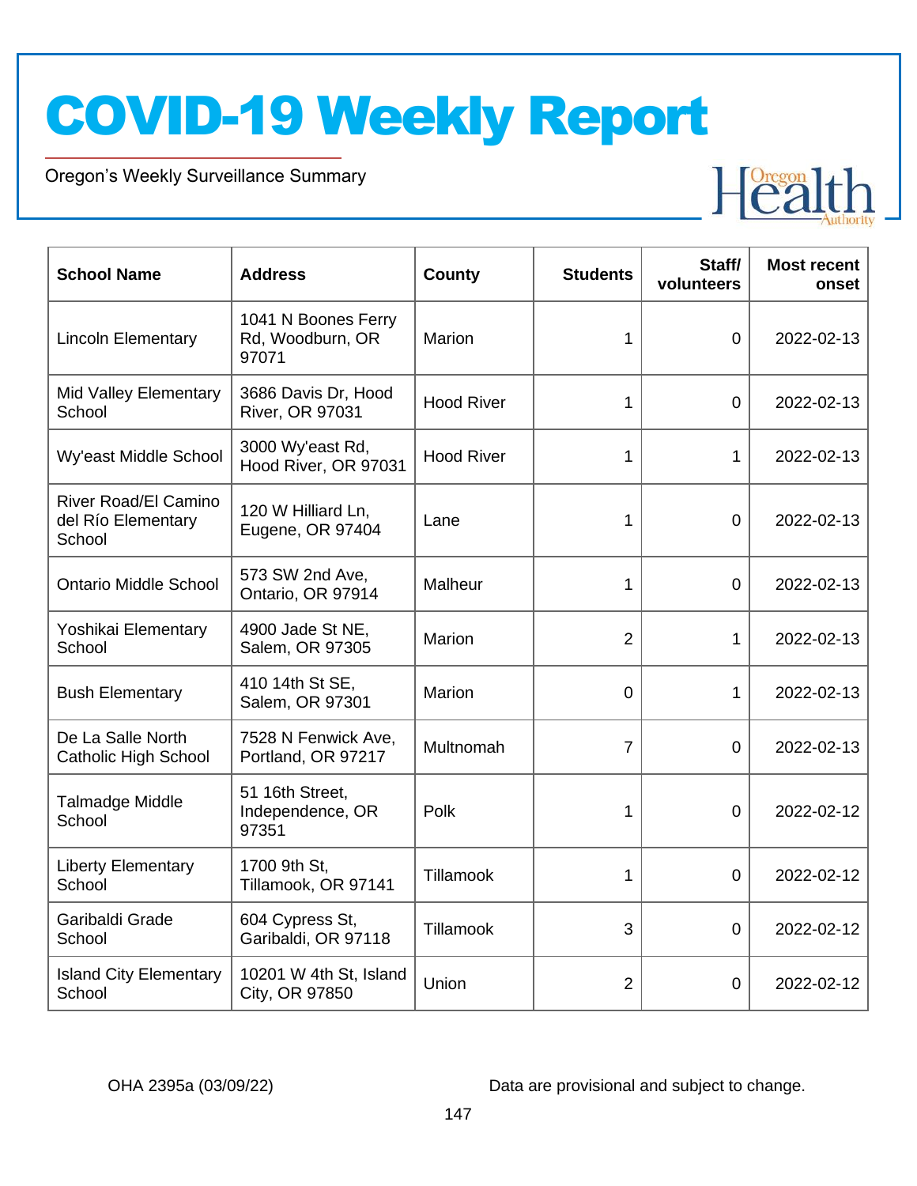# COVID-19 Weekly Report

Oregon's Weekly Surveillance Summary

| School Name | Address | County | Students | Staff/ volunteers | Most recent onset |
|---|---|---|---|---|---|
| Lincoln Elementary | 1041 N Boones Ferry Rd, Woodburn, OR 97071 | Marion | 1 | 0 | 2022-02-13 |
| Mid Valley Elementary School | 3686 Davis Dr, Hood River, OR 97031 | Hood River | 1 | 0 | 2022-02-13 |
| Wy'east Middle School | 3000 Wy'east Rd, Hood River, OR 97031 | Hood River | 1 | 1 | 2022-02-13 |
| River Road/El Camino del Río Elementary School | 120 W Hilliard Ln, Eugene, OR 97404 | Lane | 1 | 0 | 2022-02-13 |
| Ontario Middle School | 573 SW 2nd Ave, Ontario, OR 97914 | Malheur | 1 | 0 | 2022-02-13 |
| Yoshikai Elementary School | 4900 Jade St NE, Salem, OR 97305 | Marion | 2 | 1 | 2022-02-13 |
| Bush Elementary | 410 14th St SE, Salem, OR 97301 | Marion | 0 | 1 | 2022-02-13 |
| De La Salle North Catholic High School | 7528 N Fenwick Ave, Portland, OR 97217 | Multnomah | 7 | 0 | 2022-02-13 |
| Talmadge Middle School | 51 16th Street, Independence, OR 97351 | Polk | 1 | 0 | 2022-02-12 |
| Liberty Elementary School | 1700 9th St, Tillamook, OR 97141 | Tillamook | 1 | 0 | 2022-02-12 |
| Garibaldi Grade School | 604 Cypress St, Garibaldi, OR 97118 | Tillamook | 3 | 0 | 2022-02-12 |
| Island City Elementary School | 10201 W 4th St, Island City, OR 97850 | Union | 2 | 0 | 2022-02-12 |

OHA 2395a (03/09/22)

Data are provisional and subject to change.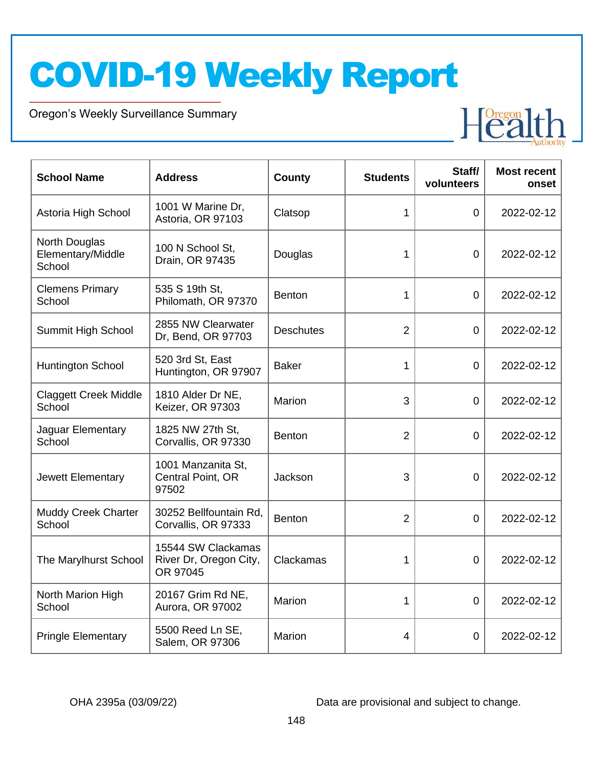# COVID-19 Weekly Report

Oregon's Weekly Surveillance Summary

| School Name | Address | County | Students | Staff/ volunteers | Most recent onset |
|---|---|---|---|---|---|
| Astoria High School | 1001 W Marine Dr, Astoria, OR 97103 | Clatsop | 1 | 0 | 2022-02-12 |
| North Douglas Elementary/Middle School | 100 N School St, Drain, OR 97435 | Douglas | 1 | 0 | 2022-02-12 |
| Clemens Primary School | 535 S 19th St, Philomath, OR 97370 | Benton | 1 | 0 | 2022-02-12 |
| Summit High School | 2855 NW Clearwater Dr, Bend, OR 97703 | Deschutes | 2 | 0 | 2022-02-12 |
| Huntington School | 520 3rd St, East Huntington, OR 97907 | Baker | 1 | 0 | 2022-02-12 |
| Claggett Creek Middle School | 1810 Alder Dr NE, Keizer, OR 97303 | Marion | 3 | 0 | 2022-02-12 |
| Jaguar Elementary School | 1825 NW 27th St, Corvallis, OR 97330 | Benton | 2 | 0 | 2022-02-12 |
| Jewett Elementary | 1001 Manzanita St, Central Point, OR 97502 | Jackson | 3 | 0 | 2022-02-12 |
| Muddy Creek Charter School | 30252 Bellfountain Rd, Corvallis, OR 97333 | Benton | 2 | 0 | 2022-02-12 |
| The Marylhurst School | 15544 SW Clackamas River Dr, Oregon City, OR 97045 | Clackamas | 1 | 0 | 2022-02-12 |
| North Marion High School | 20167 Grim Rd NE, Aurora, OR 97002 | Marion | 1 | 0 | 2022-02-12 |
| Pringle Elementary | 5500 Reed Ln SE, Salem, OR 97306 | Marion | 4 | 0 | 2022-02-12 |

OHA 2395a (03/09/22)

Data are provisional and subject to change.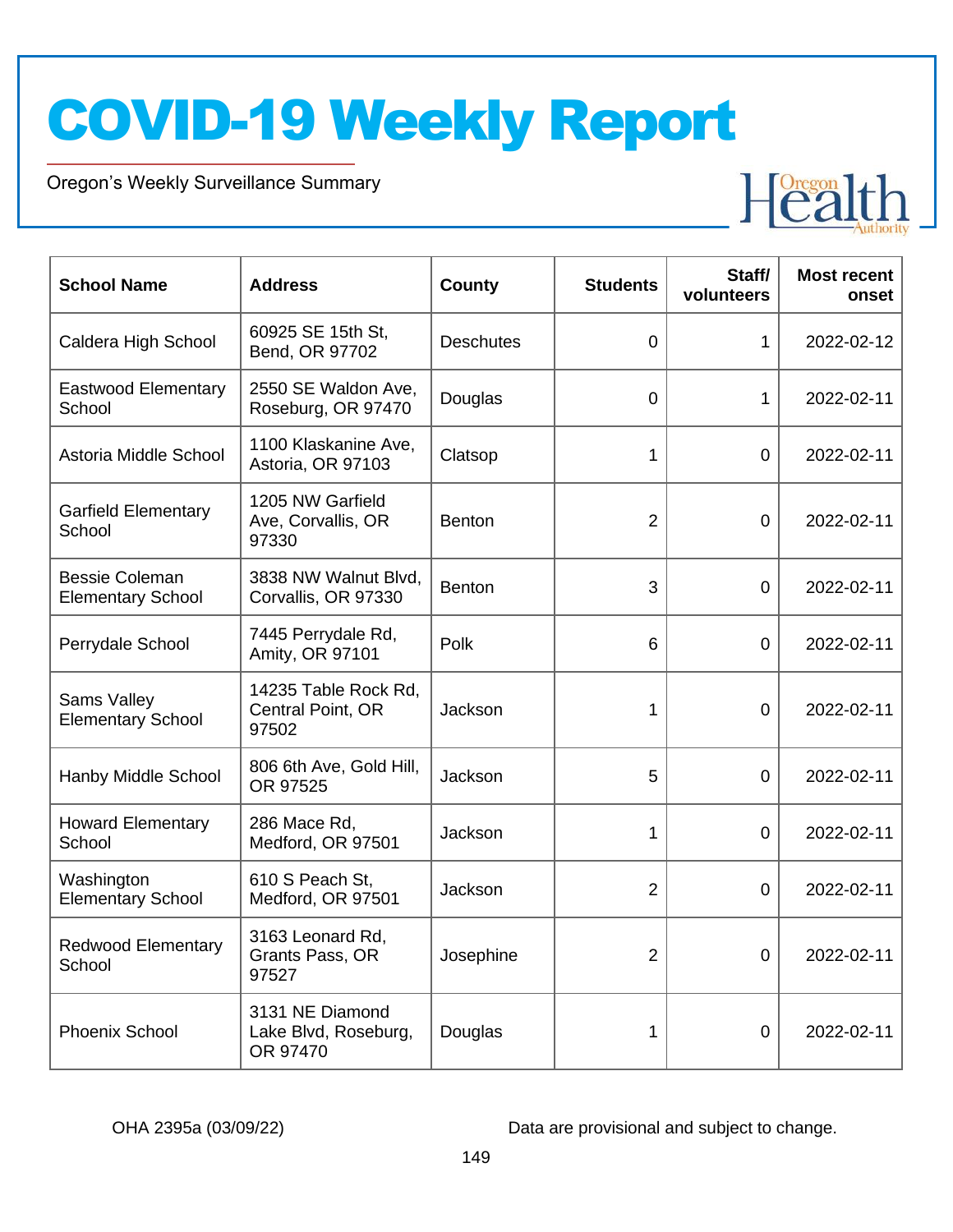# COVID-19 Weekly Report

Oregon's Weekly Surveillance Summary

| School Name | Address | County | Students | Staff/ volunteers | Most recent onset |
|---|---|---|---|---|---|
| Caldera High School | 60925 SE 15th St, Bend, OR 97702 | Deschutes | 0 | 1 | 2022-02-12 |
| Eastwood Elementary School | 2550 SE Waldon Ave, Roseburg, OR 97470 | Douglas | 0 | 1 | 2022-02-11 |
| Astoria Middle School | 1100 Klaskanine Ave, Astoria, OR 97103 | Clatsop | 1 | 0 | 2022-02-11 |
| Garfield Elementary School | 1205 NW Garfield Ave, Corvallis, OR 97330 | Benton | 2 | 0 | 2022-02-11 |
| Bessie Coleman Elementary School | 3838 NW Walnut Blvd, Corvallis, OR 97330 | Benton | 3 | 0 | 2022-02-11 |
| Perrydale School | 7445 Perrydale Rd, Amity, OR 97101 | Polk | 6 | 0 | 2022-02-11 |
| Sams Valley Elementary School | 14235 Table Rock Rd, Central Point, OR 97502 | Jackson | 1 | 0 | 2022-02-11 |
| Hanby Middle School | 806 6th Ave, Gold Hill, OR 97525 | Jackson | 5 | 0 | 2022-02-11 |
| Howard Elementary School | 286 Mace Rd, Medford, OR 97501 | Jackson | 1 | 0 | 2022-02-11 |
| Washington Elementary School | 610 S Peach St, Medford, OR 97501 | Jackson | 2 | 0 | 2022-02-11 |
| Redwood Elementary School | 3163 Leonard Rd, Grants Pass, OR 97527 | Josephine | 2 | 0 | 2022-02-11 |
| Phoenix School | 3131 NE Diamond Lake Blvd, Roseburg, OR 97470 | Douglas | 1 | 0 | 2022-02-11 |

OHA 2395a (03/09/22)

Data are provisional and subject to change.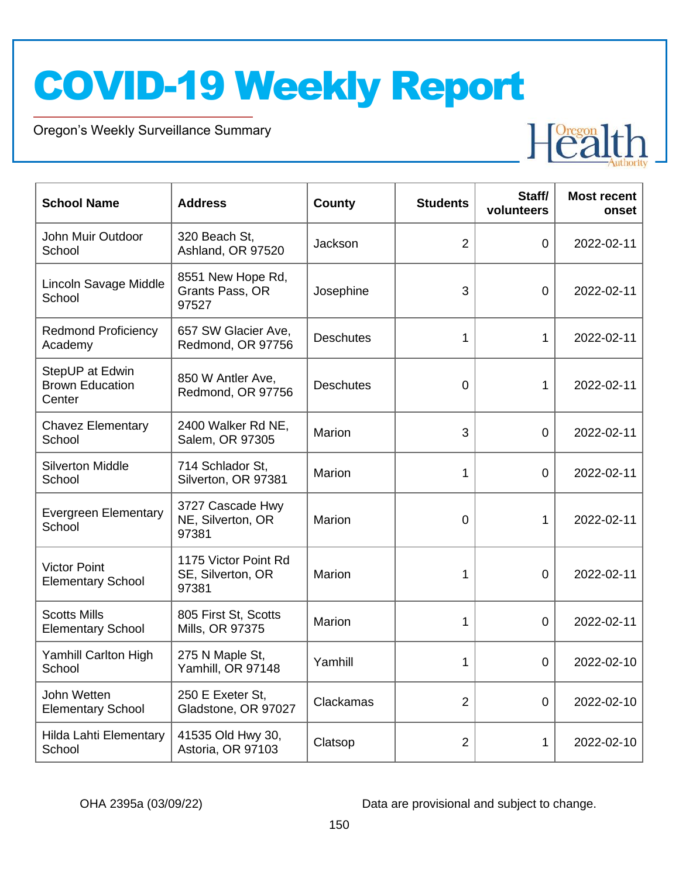# COVID-19 Weekly Report

Oregon's Weekly Surveillance Summary

| School Name | Address | County | Students | Staff/ volunteers | Most recent onset |
|---|---|---|---|---|---|
| John Muir Outdoor School | 320 Beach St, Ashland, OR 97520 | Jackson | 2 | 0 | 2022-02-11 |
| Lincoln Savage Middle School | 8551 New Hope Rd, Grants Pass, OR 97527 | Josephine | 3 | 0 | 2022-02-11 |
| Redmond Proficiency Academy | 657 SW Glacier Ave, Redmond, OR 97756 | Deschutes | 1 | 1 | 2022-02-11 |
| StepUP at Edwin Brown Education Center | 850 W Antler Ave, Redmond, OR 97756 | Deschutes | 0 | 1 | 2022-02-11 |
| Chavez Elementary School | 2400 Walker Rd NE, Salem, OR 97305 | Marion | 3 | 0 | 2022-02-11 |
| Silverton Middle School | 714 Schlador St, Silverton, OR 97381 | Marion | 1 | 0 | 2022-02-11 |
| Evergreen Elementary School | 3727 Cascade Hwy NE, Silverton, OR 97381 | Marion | 0 | 1 | 2022-02-11 |
| Victor Point Elementary School | 1175 Victor Point Rd SE, Silverton, OR 97381 | Marion | 1 | 0 | 2022-02-11 |
| Scotts Mills Elementary School | 805 First St, Scotts Mills, OR 97375 | Marion | 1 | 0 | 2022-02-11 |
| Yamhill Carlton High School | 275 N Maple St, Yamhill, OR 97148 | Yamhill | 1 | 0 | 2022-02-10 |
| John Wetten Elementary School | 250 E Exeter St, Gladstone, OR 97027 | Clackamas | 2 | 0 | 2022-02-10 |
| Hilda Lahti Elementary School | 41535 Old Hwy 30, Astoria, OR 97103 | Clatsop | 2 | 1 | 2022-02-10 |

OHA 2395a (03/09/22)

Data are provisional and subject to change.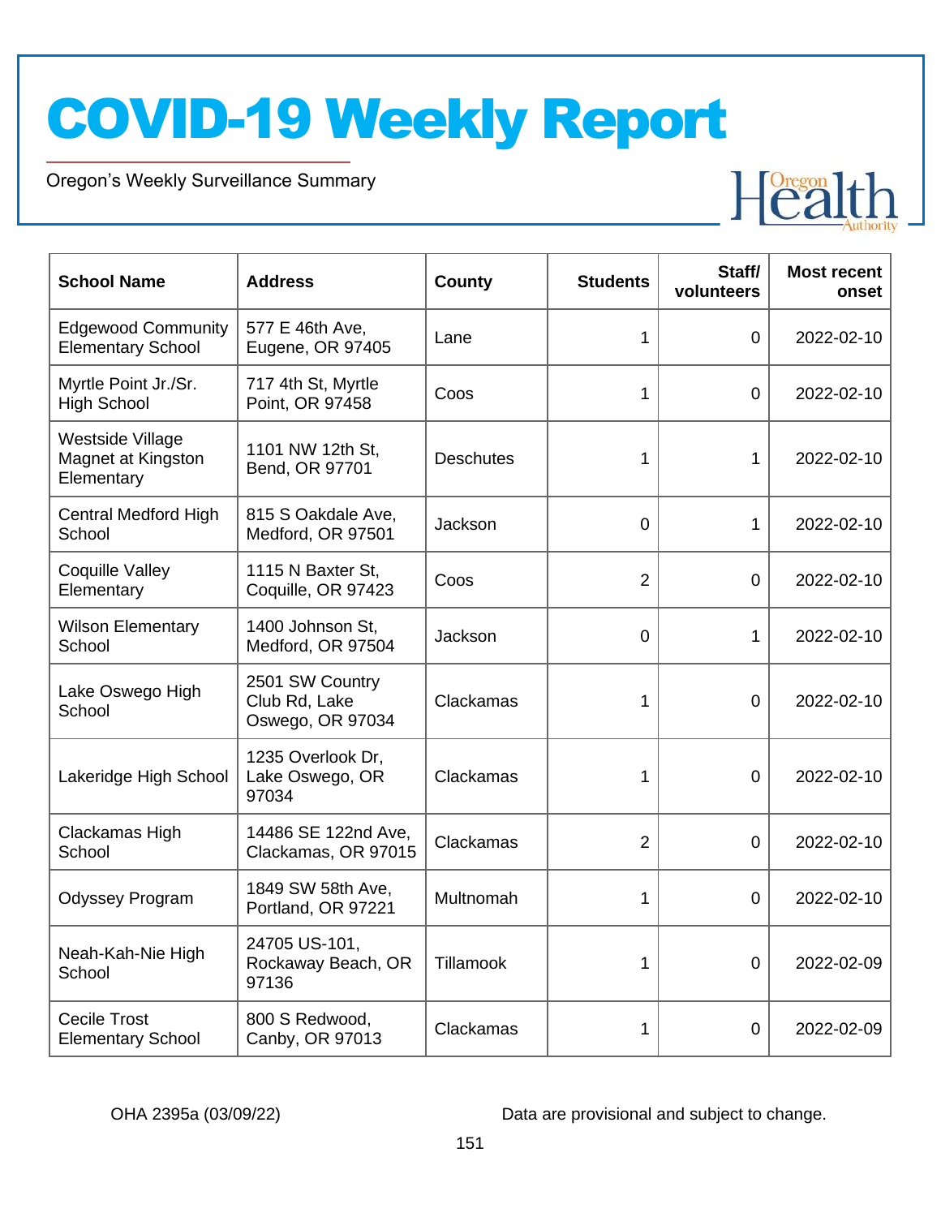# COVID-19 Weekly Report

Oregon's Weekly Surveillance Summary

| School Name | Address | County | Students | Staff/ volunteers | Most recent onset |
|---|---|---|---|---|---|
| Edgewood Community Elementary School | 577 E 46th Ave, Eugene, OR 97405 | Lane | 1 | 0 | 2022-02-10 |
| Myrtle Point Jr./Sr. High School | 717 4th St, Myrtle Point, OR 97458 | Coos | 1 | 0 | 2022-02-10 |
| Westside Village Magnet at Kingston Elementary | 1101 NW 12th St, Bend, OR 97701 | Deschutes | 1 | 1 | 2022-02-10 |
| Central Medford High School | 815 S Oakdale Ave, Medford, OR 97501 | Jackson | 0 | 1 | 2022-02-10 |
| Coquille Valley Elementary | 1115 N Baxter St, Coquille, OR 97423 | Coos | 2 | 0 | 2022-02-10 |
| Wilson Elementary School | 1400 Johnson St, Medford, OR 97504 | Jackson | 0 | 1 | 2022-02-10 |
| Lake Oswego High School | 2501 SW Country Club Rd, Lake Oswego, OR 97034 | Clackamas | 1 | 0 | 2022-02-10 |
| Lakeridge High School | 1235 Overlook Dr, Lake Oswego, OR 97034 | Clackamas | 1 | 0 | 2022-02-10 |
| Clackamas High School | 14486 SE 122nd Ave, Clackamas, OR 97015 | Clackamas | 2 | 0 | 2022-02-10 |
| Odyssey Program | 1849 SW 58th Ave, Portland, OR 97221 | Multnomah | 1 | 0 | 2022-02-10 |
| Neah-Kah-Nie High School | 24705 US-101, Rockaway Beach, OR 97136 | Tillamook | 1 | 0 | 2022-02-09 |
| Cecile Trost Elementary School | 800 S Redwood, Canby, OR 97013 | Clackamas | 1 | 0 | 2022-02-09 |

OHA 2395a (03/09/22)

Data are provisional and subject to change.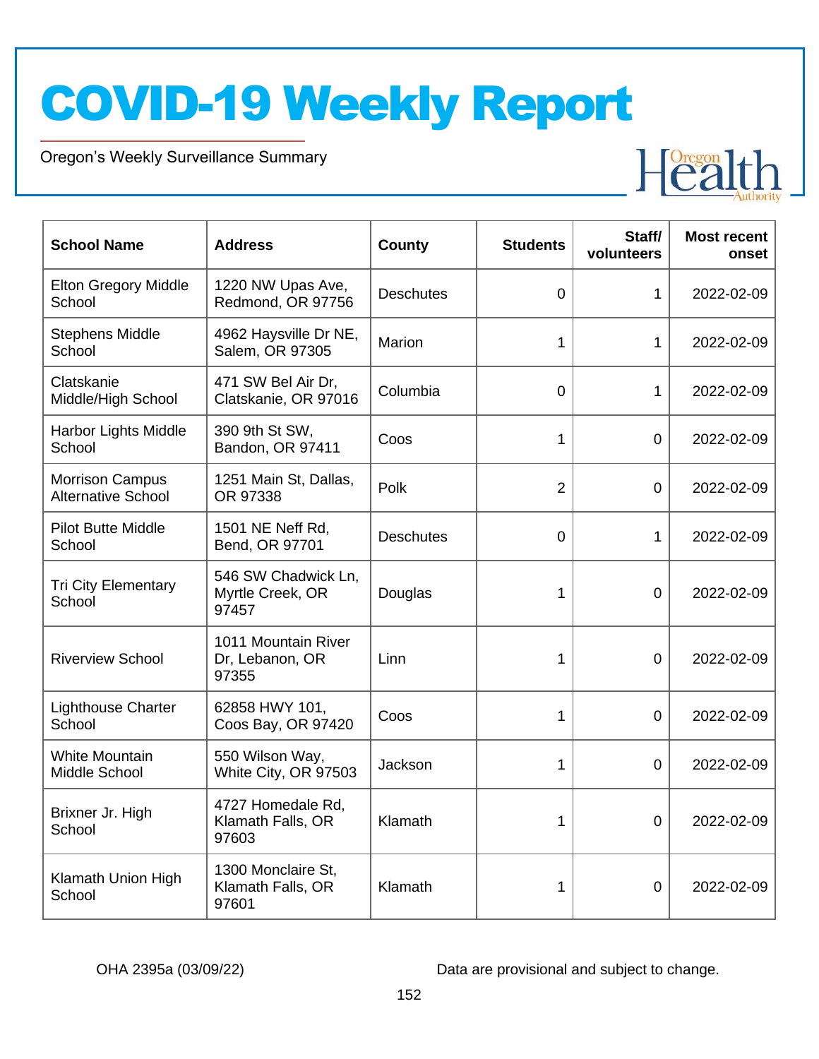# COVID-19 Weekly Report

Oregon's Weekly Surveillance Summary

| School Name | Address | County | Students | Staff/ volunteers | Most recent onset |
|---|---|---|---|---|---|
| Elton Gregory Middle School | 1220 NW Upas Ave, Redmond, OR 97756 | Deschutes | 0 | 1 | 2022-02-09 |
| Stephens Middle School | 4962 Haysville Dr NE, Salem, OR 97305 | Marion | 1 | 1 | 2022-02-09 |
| Clatskanie Middle/High School | 471 SW Bel Air Dr, Clatskanie, OR 97016 | Columbia | 0 | 1 | 2022-02-09 |
| Harbor Lights Middle School | 390 9th St SW, Bandon, OR 97411 | Coos | 1 | 0 | 2022-02-09 |
| Morrison Campus Alternative School | 1251 Main St, Dallas, OR 97338 | Polk | 2 | 0 | 2022-02-09 |
| Pilot Butte Middle School | 1501 NE Neff Rd, Bend, OR 97701 | Deschutes | 0 | 1 | 2022-02-09 |
| Tri City Elementary School | 546 SW Chadwick Ln, Myrtle Creek, OR 97457 | Douglas | 1 | 0 | 2022-02-09 |
| Riverview School | 1011 Mountain River Dr, Lebanon, OR 97355 | Linn | 1 | 0 | 2022-02-09 |
| Lighthouse Charter School | 62858 HWY 101, Coos Bay, OR 97420 | Coos | 1 | 0 | 2022-02-09 |
| White Mountain Middle School | 550 Wilson Way, White City, OR 97503 | Jackson | 1 | 0 | 2022-02-09 |
| Brixner Jr. High School | 4727 Homedale Rd, Klamath Falls, OR 97603 | Klamath | 1 | 0 | 2022-02-09 |
| Klamath Union High School | 1300 Monclaire St, Klamath Falls, OR 97601 | Klamath | 1 | 0 | 2022-02-09 |

OHA 2395a (03/09/22)

Data are provisional and subject to change.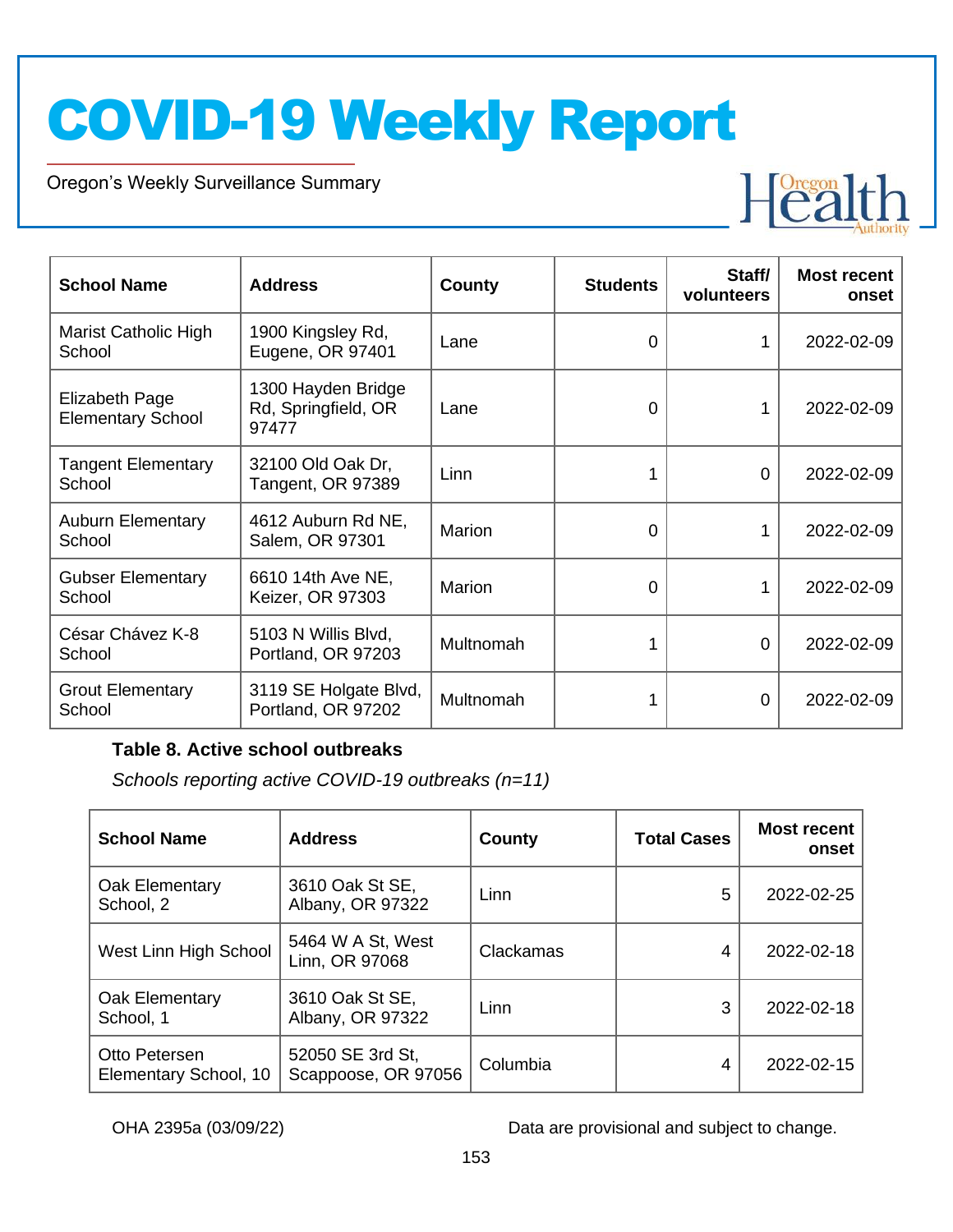| School Name | Address | County | Students | Staff/ volunteers | Most recent onset |
|---|---|---|---|---|---|
| Marist Catholic High School | 1900 Kingsley Rd, Eugene, OR 97401 | Lane | 0 | 1 | 2022-02-09 |
| Elizabeth Page Elementary School | 1300 Hayden Bridge Rd, Springfield, OR 97477 | Lane | 0 | 1 | 2022-02-09 |
| Tangent Elementary School | 32100 Old Oak Dr, Tangent, OR 97389 | Linn | 1 | 0 | 2022-02-09 |
| Auburn Elementary School | 4612 Auburn Rd NE, Salem, OR 97301 | Marion | 0 | 1 | 2022-02-09 |
| Gubser Elementary School | 6610 14th Ave NE, Keizer, OR 97303 | Marion | 0 | 1 | 2022-02-09 |
| César Chávez K-8 School | 5103 N Willis Blvd, Portland, OR 97203 | Multnomah | 1 | 0 | 2022-02-09 |
| Grout Elementary School | 3119 SE Holgate Blvd, Portland, OR 97202 | Multnomah | 1 | 0 | 2022-02-09 |

**Table 8. Active school outbreaks**

*Schools reporting active COVID-19 outbreaks (n=11)*

| School Name | Address | County | Total Cases | Most recent onset |
|---|---|---|---|---|
| Oak Elementary School, 2 | 3610 Oak St SE, Albany, OR 97322 | Linn | 5 | 2022-02-25 |
| West Linn High School | 5464 W A St, West Linn, OR 97068 | Clackamas | 4 | 2022-02-18 |
| Oak Elementary School, 1 | 3610 Oak St SE, Albany, OR 97322 | Linn | 3 | 2022-02-18 |
| Otto Petersen Elementary School, 10 | 52050 SE 3rd St, Scappoose, OR 97056 | Columbia | 4 | 2022-02-15 |

OHA 2395a (03/09/22)

Data are provisional and subject to change.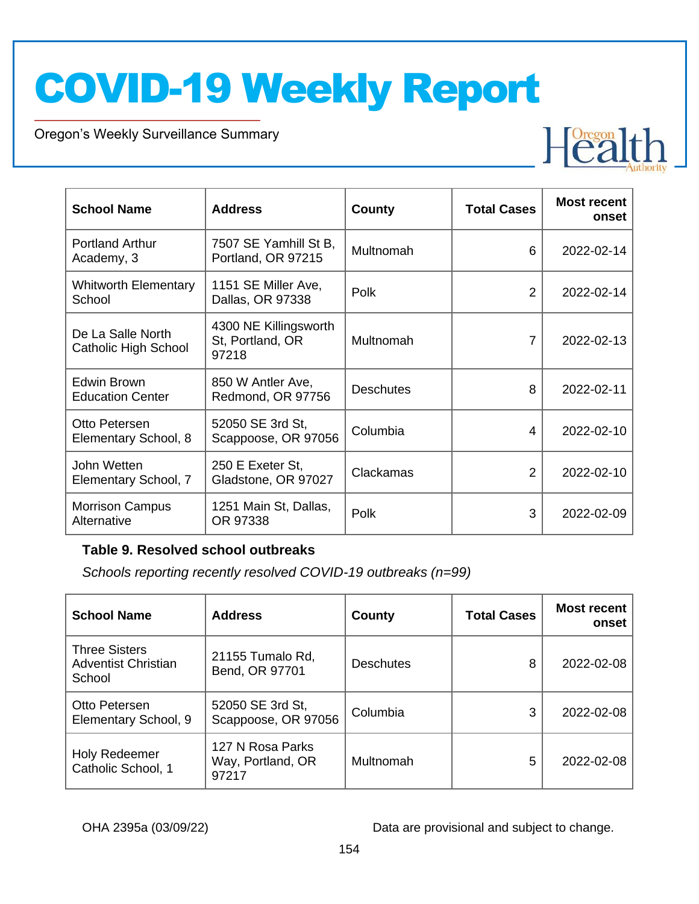| School Name | Address | County | Total Cases | Most recent onset |
|---|---|---|---|---|
| Portland Arthur Academy, 3 | 7507 SE Yamhill St B, Portland, OR 97215 | Multnomah | 6 | 2022-02-14 |
| Whitworth Elementary School | 1151 SE Miller Ave, Dallas, OR 97338 | Polk | 2 | 2022-02-14 |
| De La Salle North Catholic High School | 4300 NE Killingsworth St, Portland, OR 97218 | Multnomah | 7 | 2022-02-13 |
| Edwin Brown Education Center | 850 W Antler Ave, Redmond, OR 97756 | Deschutes | 8 | 2022-02-11 |
| Otto Petersen Elementary School, 8 | 52050 SE 3rd St, Scappoose, OR 97056 | Columbia | 4 | 2022-02-10 |
| John Wetten Elementary School, 7 | 250 E Exeter St, Gladstone, OR 97027 | Clackamas | 2 | 2022-02-10 |
| Morrison Campus Alternative | 1251 Main St, Dallas, OR 97338 | Polk | 3 | 2022-02-09 |

**Table 9. Resolved school outbreaks**

*Schools reporting recently resolved COVID-19 outbreaks (n=99)*

| School Name | Address | County | Total Cases | Most recent onset |
|---|---|---|---|---|
| Three Sisters Adventist Christian School | 21155 Tumalo Rd, Bend, OR 97701 | Deschutes | 8 | 2022-02-08 |
| Otto Petersen Elementary School, 9 | 52050 SE 3rd St, Scappoose, OR 97056 | Columbia | 3 | 2022-02-08 |
| Holy Redeemer Catholic School, 1 | 127 N Rosa Parks Way, Portland, OR 97217 | Multnomah | 5 | 2022-02-08 |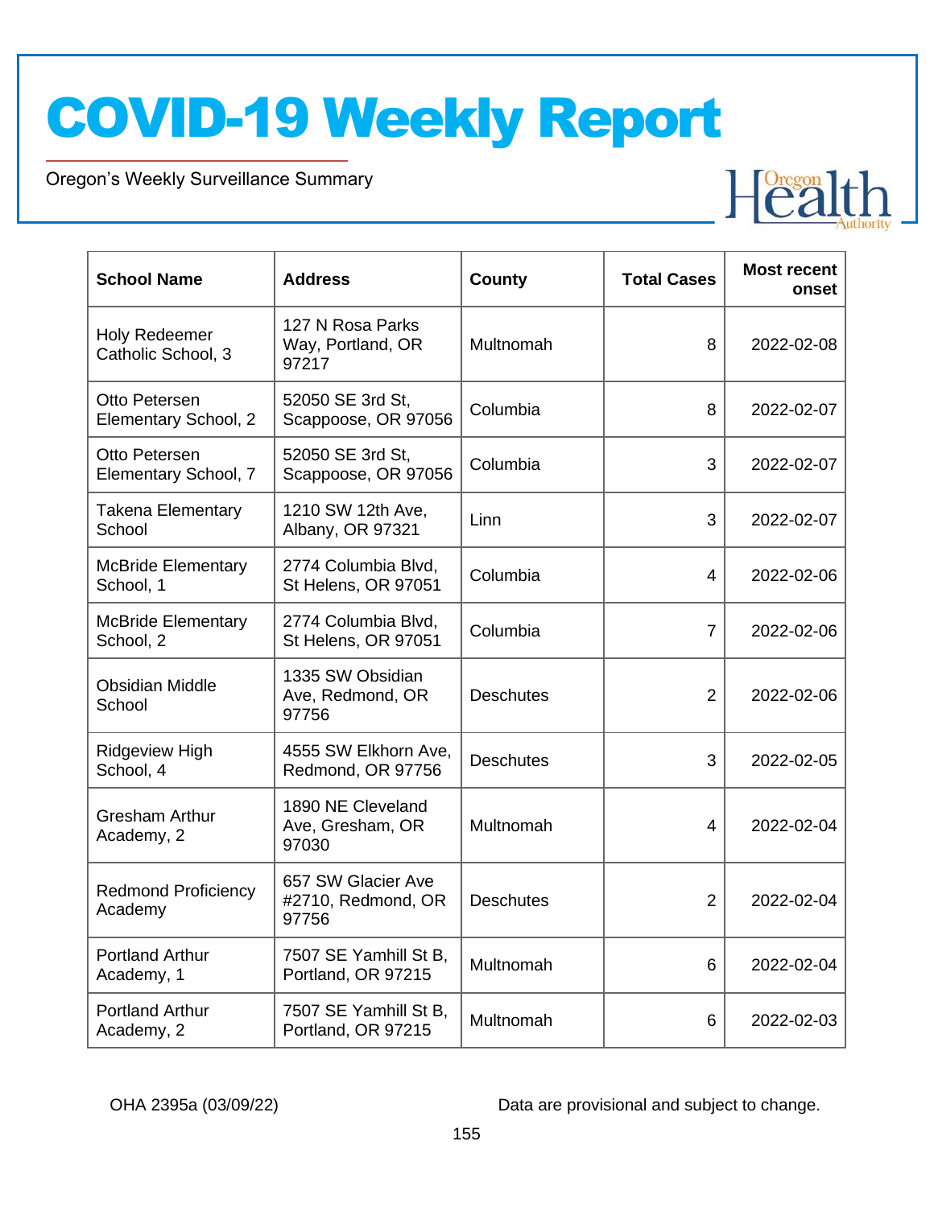# COVID-19 Weekly Report

Oregon's Weekly Surveillance Summary

| School Name | Address | County | Total Cases | Most recent onset |
|---|---|---|---|---|
| Holy Redeemer Catholic School, 3 | 127 N Rosa Parks Way, Portland, OR 97217 | Multnomah | 8 | 2022-02-08 |
| Otto Petersen Elementary School, 2 | 52050 SE 3rd St, Scappoose, OR 97056 | Columbia | 8 | 2022-02-07 |
| Otto Petersen Elementary School, 7 | 52050 SE 3rd St, Scappoose, OR 97056 | Columbia | 3 | 2022-02-07 |
| Takena Elementary School | 1210 SW 12th Ave, Albany, OR 97321 | Linn | 3 | 2022-02-07 |
| McBride Elementary School, 1 | 2774 Columbia Blvd, St Helens, OR 97051 | Columbia | 4 | 2022-02-06 |
| McBride Elementary School, 2 | 2774 Columbia Blvd, St Helens, OR 97051 | Columbia | 7 | 2022-02-06 |
| Obsidian Middle School | 1335 SW Obsidian Ave, Redmond, OR 97756 | Deschutes | 2 | 2022-02-06 |
| Ridgeview High School, 4 | 4555 SW Elkhorn Ave, Redmond, OR 97756 | Deschutes | 3 | 2022-02-05 |
| Gresham Arthur Academy, 2 | 1890 NE Cleveland Ave, Gresham, OR 97030 | Multnomah | 4 | 2022-02-04 |
| Redmond Proficiency Academy | 657 SW Glacier Ave #2710, Redmond, OR 97756 | Deschutes | 2 | 2022-02-04 |
| Portland Arthur Academy, 1 | 7507 SE Yamhill St B, Portland, OR 97215 | Multnomah | 6 | 2022-02-04 |
| Portland Arthur Academy, 2 | 7507 SE Yamhill St B, Portland, OR 97215 | Multnomah | 6 | 2022-02-03 |

OHA 2395a (03/09/22)

Data are provisional and subject to change.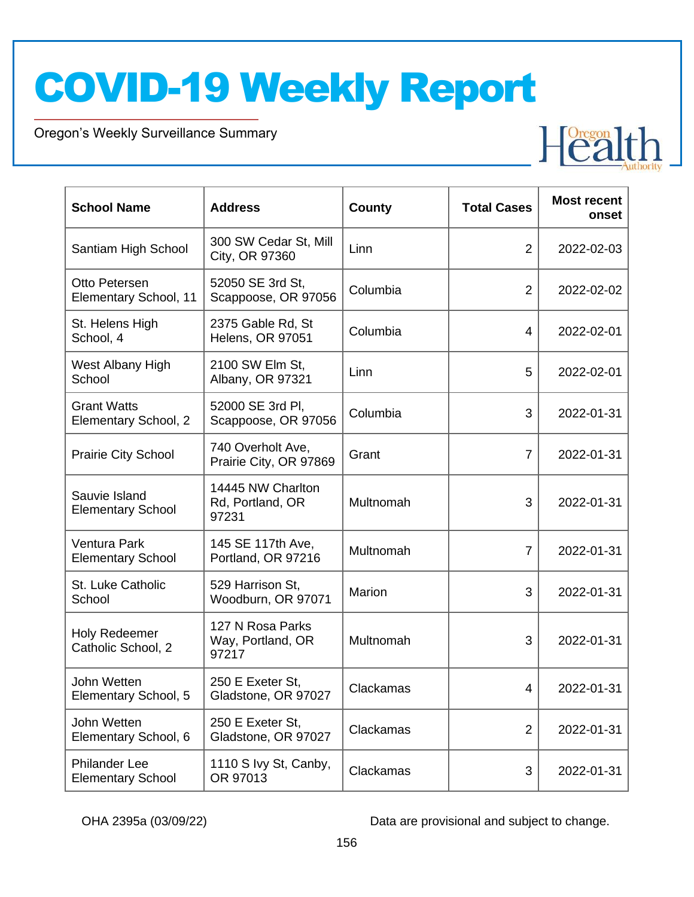# COVID-19 Weekly Report

Oregon's Weekly Surveillance Summary

| School Name | Address | County | Total Cases | Most recent onset |
|---|---|---|---|---|
| Santiam High School | 300 SW Cedar St, Mill City, OR 97360 | Linn | 2 | 2022-02-03 |
| Otto Petersen Elementary School, 11 | 52050 SE 3rd St, Scappoose, OR 97056 | Columbia | 2 | 2022-02-02 |
| St. Helens High School, 4 | 2375 Gable Rd, St Helens, OR 97051 | Columbia | 4 | 2022-02-01 |
| West Albany High School | 2100 SW Elm St, Albany, OR 97321 | Linn | 5 | 2022-02-01 |
| Grant Watts Elementary School, 2 | 52000 SE 3rd Pl, Scappoose, OR 97056 | Columbia | 3 | 2022-01-31 |
| Prairie City School | 740 Overholt Ave, Prairie City, OR 97869 | Grant | 7 | 2022-01-31 |
| Sauvie Island Elementary School | 14445 NW Charlton Rd, Portland, OR 97231 | Multnomah | 3 | 2022-01-31 |
| Ventura Park Elementary School | 145 SE 117th Ave, Portland, OR 97216 | Multnomah | 7 | 2022-01-31 |
| St. Luke Catholic School | 529 Harrison St, Woodburn, OR 97071 | Marion | 3 | 2022-01-31 |
| Holy Redeemer Catholic School, 2 | 127 N Rosa Parks Way, Portland, OR 97217 | Multnomah | 3 | 2022-01-31 |
| John Wetten Elementary School, 5 | 250 E Exeter St, Gladstone, OR 97027 | Clackamas | 4 | 2022-01-31 |
| John Wetten Elementary School, 6 | 250 E Exeter St, Gladstone, OR 97027 | Clackamas | 2 | 2022-01-31 |
| Philander Lee Elementary School | 1110 S Ivy St, Canby, OR 97013 | Clackamas | 3 | 2022-01-31 |

OHA 2395a (03/09/22)

Data are provisional and subject to change.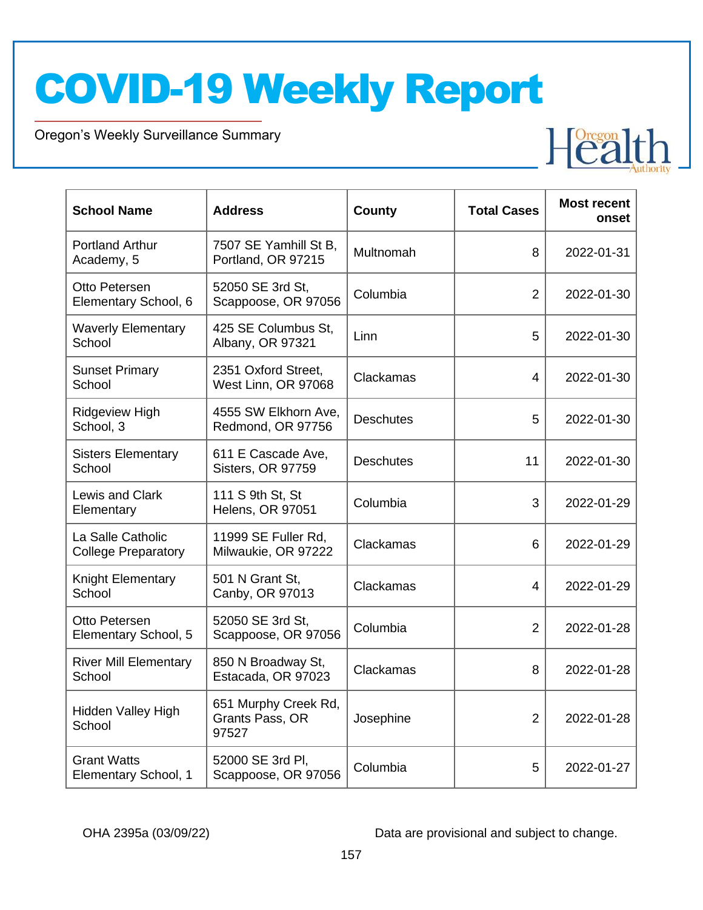| School Name | Address | County | Total Cases | Most recent onset |
|---|---|---|---|---|
| Portland Arthur Academy, 5 | 7507 SE Yamhill St B, Portland, OR 97215 | Multnomah | 8 | 2022-01-31 |
| Otto Petersen Elementary School, 6 | 52050 SE 3rd St, Scappoose, OR 97056 | Columbia | 2 | 2022-01-30 |
| Waverly Elementary School | 425 SE Columbus St, Albany, OR 97321 | Linn | 5 | 2022-01-30 |
| Sunset Primary School | 2351 Oxford Street, West Linn, OR 97068 | Clackamas | 4 | 2022-01-30 |
| Ridgeview High School, 3 | 4555 SW Elkhorn Ave, Redmond, OR 97756 | Deschutes | 5 | 2022-01-30 |
| Sisters Elementary School | 611 E Cascade Ave, Sisters, OR 97759 | Deschutes | 11 | 2022-01-30 |
| Lewis and Clark Elementary | 111 S 9th St, St Helens, OR 97051 | Columbia | 3 | 2022-01-29 |
| La Salle Catholic College Preparatory | 11999 SE Fuller Rd, Milwaukie, OR 97222 | Clackamas | 6 | 2022-01-29 |
| Knight Elementary School | 501 N Grant St, Canby, OR 97013 | Clackamas | 4 | 2022-01-29 |
| Otto Petersen Elementary School, 5 | 52050 SE 3rd St, Scappoose, OR 97056 | Columbia | 2 | 2022-01-28 |
| River Mill Elementary School | 850 N Broadway St, Estacada, OR 97023 | Clackamas | 8 | 2022-01-28 |
| Hidden Valley High School | 651 Murphy Creek Rd, Grants Pass, OR 97527 | Josephine | 2 | 2022-01-28 |
| Grant Watts Elementary School, 1 | 52000 SE 3rd Pl, Scappoose, OR 97056 | Columbia | 5 | 2022-01-27 |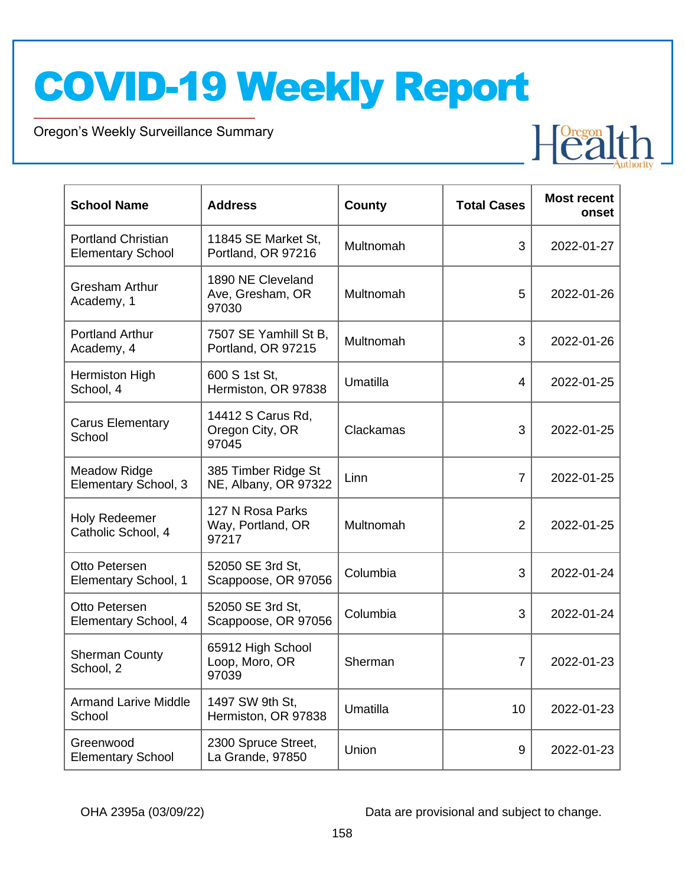| School Name | Address | County | Total Cases | Most recent onset |
|---|---|---|---|---|
| Portland Christian Elementary School | 11845 SE Market St, Portland, OR 97216 | Multnomah | 3 | 2022-01-27 |
| Gresham Arthur Academy, 1 | 1890 NE Cleveland Ave, Gresham, OR 97030 | Multnomah | 5 | 2022-01-26 |
| Portland Arthur Academy, 4 | 7507 SE Yamhill St B, Portland, OR 97215 | Multnomah | 3 | 2022-01-26 |
| Hermiston High School, 4 | 600 S 1st St, Hermiston, OR 97838 | Umatilla | 4 | 2022-01-25 |
| Carus Elementary School | 14412 S Carus Rd, Oregon City, OR 97045 | Clackamas | 3 | 2022-01-25 |
| Meadow Ridge Elementary School, 3 | 385 Timber Ridge St NE, Albany, OR 97322 | Linn | 7 | 2022-01-25 |
| Holy Redeemer Catholic School, 4 | 127 N Rosa Parks Way, Portland, OR 97217 | Multnomah | 2 | 2022-01-25 |
| Otto Petersen Elementary School, 1 | 52050 SE 3rd St, Scappoose, OR 97056 | Columbia | 3 | 2022-01-24 |
| Otto Petersen Elementary School, 4 | 52050 SE 3rd St, Scappoose, OR 97056 | Columbia | 3 | 2022-01-24 |
| Sherman County School, 2 | 65912 High School Loop, Moro, OR 97039 | Sherman | 7 | 2022-01-23 |
| Armand Larive Middle School | 1497 SW 9th St, Hermiston, OR 97838 | Umatilla | 10 | 2022-01-23 |
| Greenwood Elementary School | 2300 Spruce Street, La Grande, 97850 | Union | 9 | 2022-01-23 |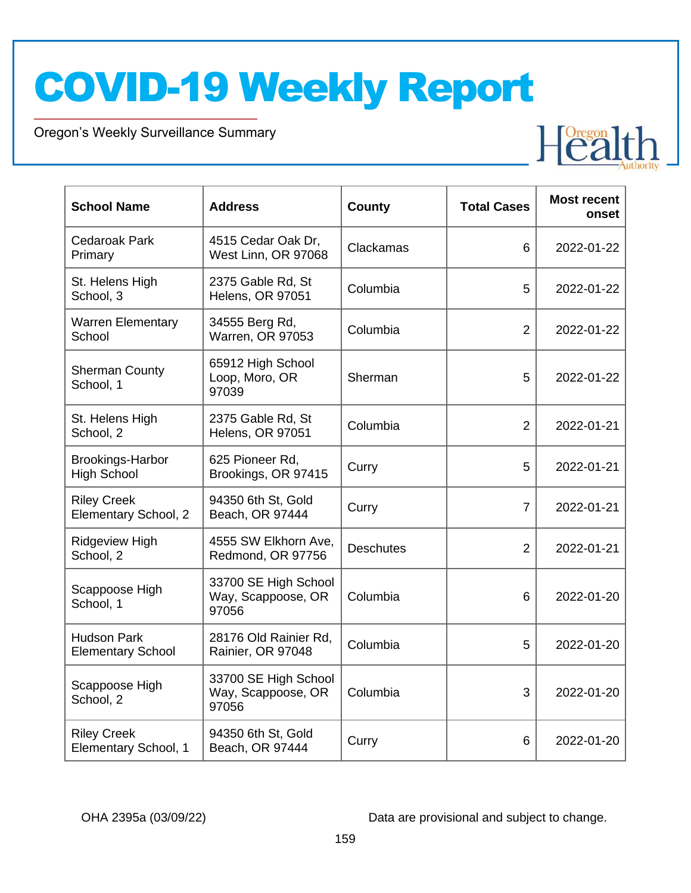| School Name | Address | County | Total Cases | Most recent onset |
|---|---|---|---|---|
| Cedaroak Park Primary | 4515 Cedar Oak Dr, West Linn, OR 97068 | Clackamas | 6 | 2022-01-22 |
| St. Helens High School, 3 | 2375 Gable Rd, St Helens, OR 97051 | Columbia | 5 | 2022-01-22 |
| Warren Elementary School | 34555 Berg Rd, Warren, OR 97053 | Columbia | 2 | 2022-01-22 |
| Sherman County School, 1 | 65912 High School Loop, Moro, OR 97039 | Sherman | 5 | 2022-01-22 |
| St. Helens High School, 2 | 2375 Gable Rd, St Helens, OR 97051 | Columbia | 2 | 2022-01-21 |
| Brookings-Harbor High School | 625 Pioneer Rd, Brookings, OR 97415 | Curry | 5 | 2022-01-21 |
| Riley Creek Elementary School, 2 | 94350 6th St, Gold Beach, OR 97444 | Curry | 7 | 2022-01-21 |
| Ridgeview High School, 2 | 4555 SW Elkhorn Ave, Redmond, OR 97756 | Deschutes | 2 | 2022-01-21 |
| Scappoose High School, 1 | 33700 SE High School Way, Scappoose, OR 97056 | Columbia | 6 | 2022-01-20 |
| Hudson Park Elementary School | 28176 Old Rainier Rd, Rainier, OR 97048 | Columbia | 5 | 2022-01-20 |
| Scappoose High School, 2 | 33700 SE High School Way, Scappoose, OR 97056 | Columbia | 3 | 2022-01-20 |
| Riley Creek Elementary School, 1 | 94350 6th St, Gold Beach, OR 97444 | Curry | 6 | 2022-01-20 |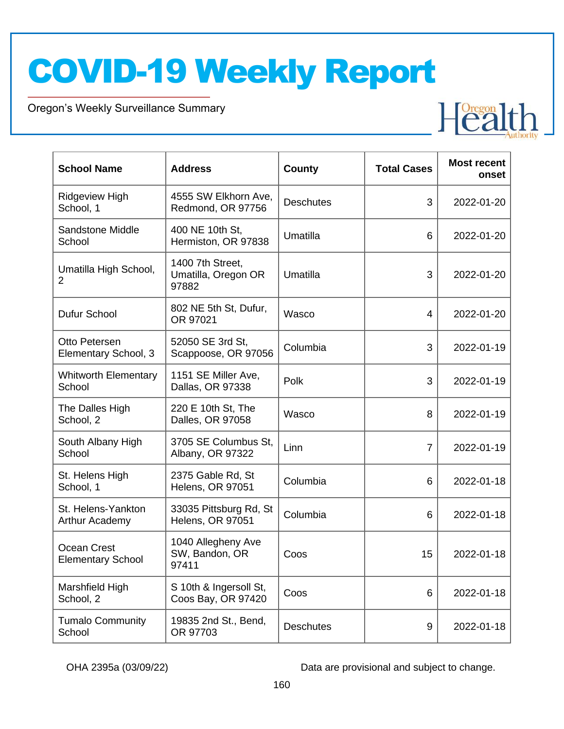| School Name | Address | County | Total Cases | Most recent onset |
|---|---|---|---|---|
| Ridgeview High School, 1 | 4555 SW Elkhorn Ave, Redmond, OR 97756 | Deschutes | 3 | 2022-01-20 |
| Sandstone Middle School | 400 NE 10th St, Hermiston, OR 97838 | Umatilla | 6 | 2022-01-20 |
| Umatilla High School, 2 | 1400 7th Street, Umatilla, Oregon OR 97882 | Umatilla | 3 | 2022-01-20 |
| Dufur School | 802 NE 5th St, Dufur, OR 97021 | Wasco | 4 | 2022-01-20 |
| Otto Petersen Elementary School, 3 | 52050 SE 3rd St, Scappoose, OR 97056 | Columbia | 3 | 2022-01-19 |
| Whitworth Elementary School | 1151 SE Miller Ave, Dallas, OR 97338 | Polk | 3 | 2022-01-19 |
| The Dalles High School, 2 | 220 E 10th St, The Dalles, OR 97058 | Wasco | 8 | 2022-01-19 |
| South Albany High School | 3705 SE Columbus St, Albany, OR 97322 | Linn | 7 | 2022-01-19 |
| St. Helens High School, 1 | 2375 Gable Rd, St Helens, OR 97051 | Columbia | 6 | 2022-01-18 |
| St. Helens-Yankton Arthur Academy | 33035 Pittsburg Rd, St Helens, OR 97051 | Columbia | 6 | 2022-01-18 |
| Ocean Crest Elementary School | 1040 Allegheny Ave SW, Bandon, OR 97411 | Coos | 15 | 2022-01-18 |
| Marshfield High School, 2 | S 10th & Ingersoll St, Coos Bay, OR 97420 | Coos | 6 | 2022-01-18 |
| Tumalo Community School | 19835 2nd St., Bend, OR 97703 | Deschutes | 9 | 2022-01-18 |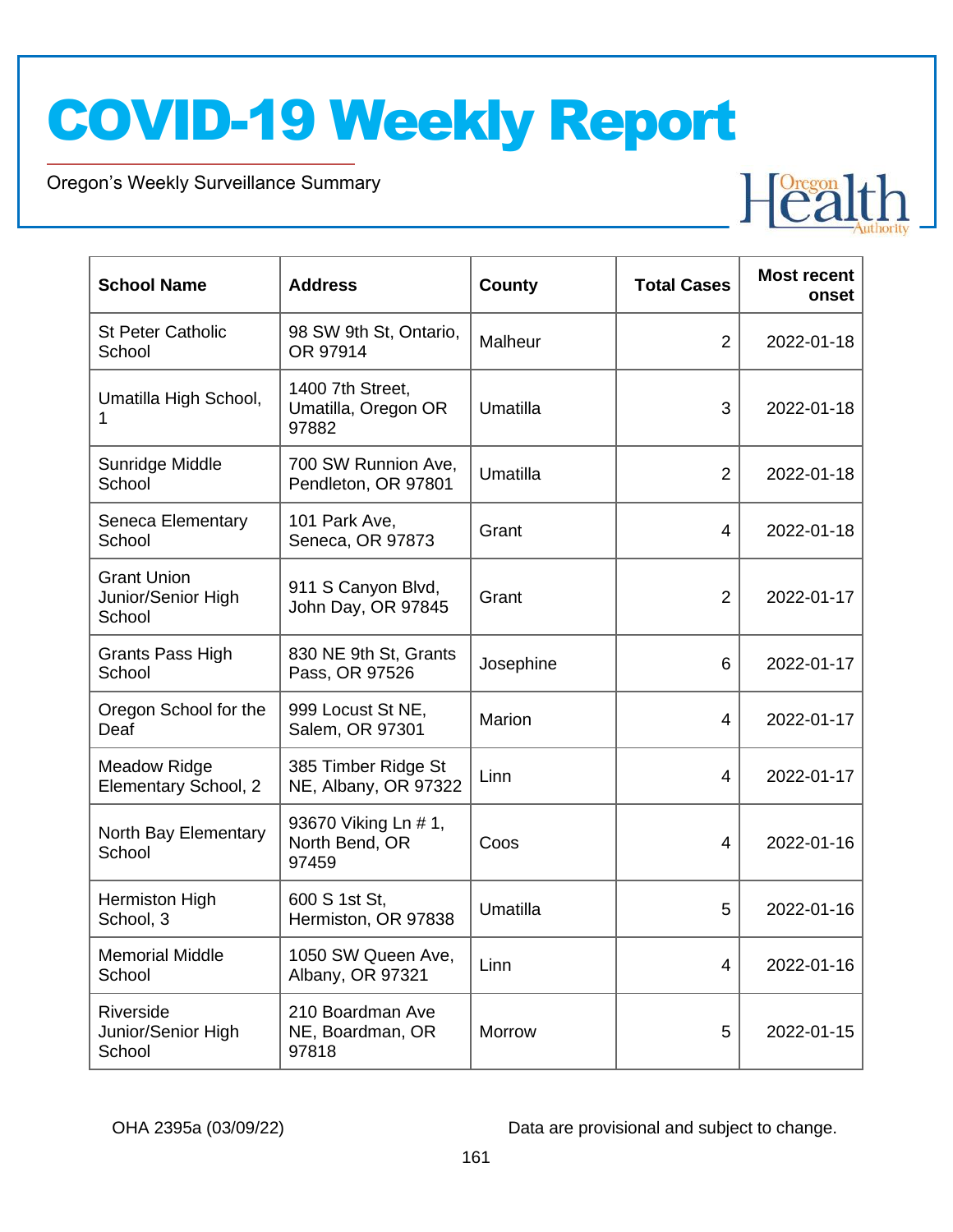# COVID-19 Weekly Report

Oregon's Weekly Surveillance Summary

| School Name | Address | County | Total Cases | Most recent onset |
|---|---|---|---|---|
| St Peter Catholic School | 98 SW 9th St, Ontario, OR 97914 | Malheur | 2 | 2022-01-18 |
| Umatilla High School, 1 | 1400 7th Street, Umatilla, Oregon OR 97882 | Umatilla | 3 | 2022-01-18 |
| Sunridge Middle School | 700 SW Runnion Ave, Pendleton, OR 97801 | Umatilla | 2 | 2022-01-18 |
| Seneca Elementary School | 101 Park Ave, Seneca, OR 97873 | Grant | 4 | 2022-01-18 |
| Grant Union Junior/Senior High School | 911 S Canyon Blvd, John Day, OR 97845 | Grant | 2 | 2022-01-17 |
| Grants Pass High School | 830 NE 9th St, Grants Pass, OR 97526 | Josephine | 6 | 2022-01-17 |
| Oregon School for the Deaf | 999 Locust St NE, Salem, OR 97301 | Marion | 4 | 2022-01-17 |
| Meadow Ridge Elementary School, 2 | 385 Timber Ridge St NE, Albany, OR 97322 | Linn | 4 | 2022-01-17 |
| North Bay Elementary School | 93670 Viking Ln # 1, North Bend, OR 97459 | Coos | 4 | 2022-01-16 |
| Hermiston High School, 3 | 600 S 1st St, Hermiston, OR 97838 | Umatilla | 5 | 2022-01-16 |
| Memorial Middle School | 1050 SW Queen Ave, Albany, OR 97321 | Linn | 4 | 2022-01-16 |
| Riverside Junior/Senior High School | 210 Boardman Ave NE, Boardman, OR 97818 | Morrow | 5 | 2022-01-15 |

OHA 2395a (03/09/22)

Data are provisional and subject to change.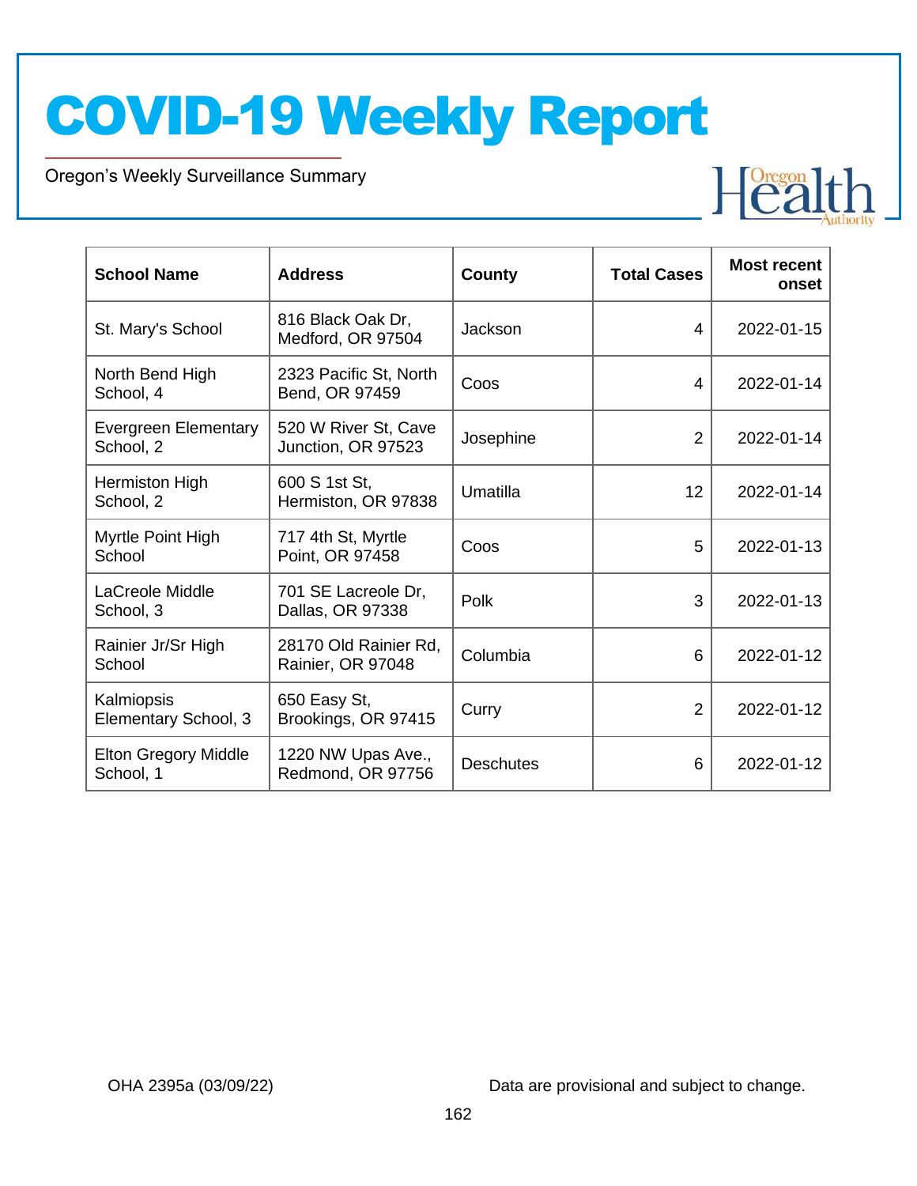| School Name | Address | County | Total Cases | Most recent onset |
|---|---|---|---|---|
| St. Mary's School | 816 Black Oak Dr, Medford, OR 97504 | Jackson | 4 | 2022-01-15 |
| North Bend High School, 4 | 2323 Pacific St, North Bend, OR 97459 | Coos | 4 | 2022-01-14 |
| Evergreen Elementary School, 2 | 520 W River St, Cave Junction, OR 97523 | Josephine | 2 | 2022-01-14 |
| Hermiston High School, 2 | 600 S 1st St, Hermiston, OR 97838 | Umatilla | 12 | 2022-01-14 |
| Myrtle Point High School | 717 4th St, Myrtle Point, OR 97458 | Coos | 5 | 2022-01-13 |
| LaCreole Middle School, 3 | 701 SE Lacreole Dr, Dallas, OR 97338 | Polk | 3 | 2022-01-13 |
| Rainier Jr/Sr High School | 28170 Old Rainier Rd, Rainier, OR 97048 | Columbia | 6 | 2022-01-12 |
| Kalmiopsis Elementary School, 3 | 650 Easy St, Brookings, OR 97415 | Curry | 2 | 2022-01-12 |
| Elton Gregory Middle School, 1 | 1220 NW Upas Ave., Redmond, OR 97756 | Deschutes | 6 | 2022-01-12 |